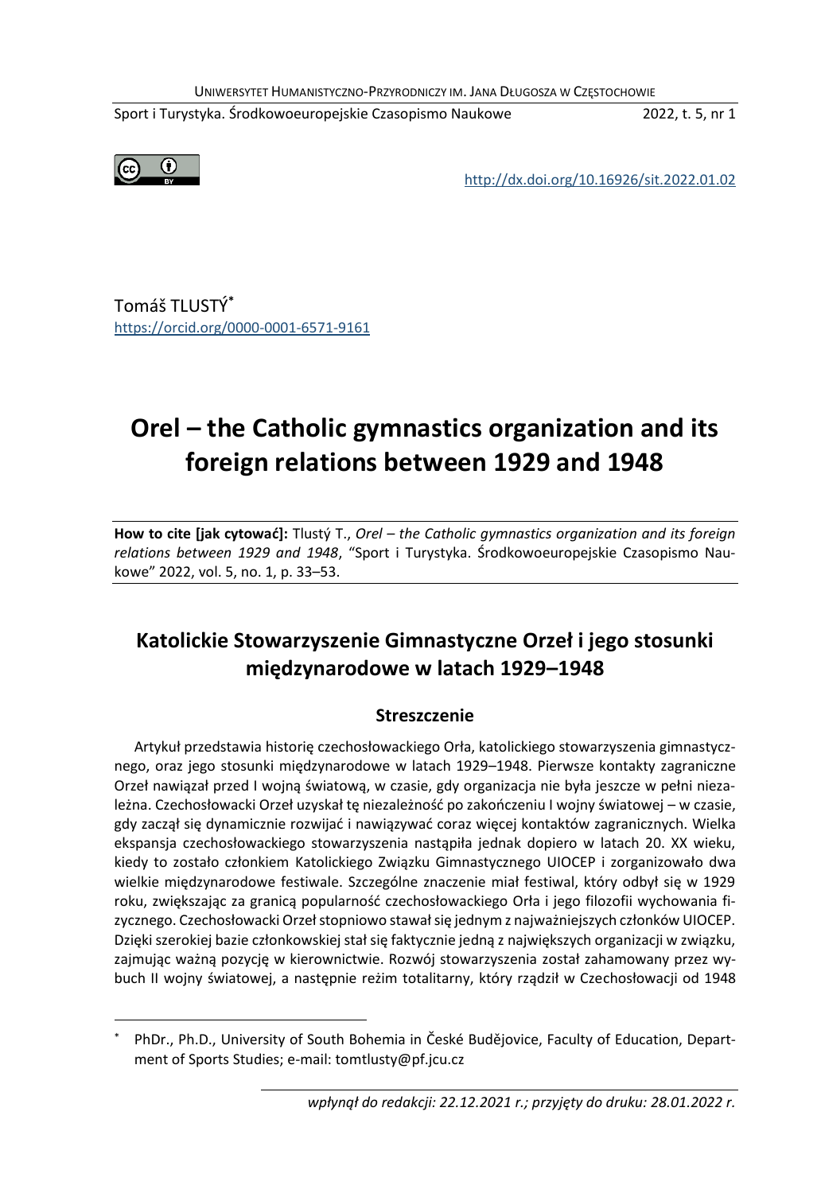http://dx.doi.org/10.16926/sit.2022.01.02

Tomáš TLUSTÝ[*]
https://orcid.org/0000-0001-6571-9161

# Orel – the Catholic gymnastics organization and its foreign relations between 1929 and 1948

**How to cite [jak cytować]:** Tlustý T., *Orel – the Catholic gymnastics organization and its foreign relations between 1929 and 1948*, "Sport i Turystyka. Środkowoeuropejskie Czasopismo Naukowe" 2022, vol. 5, no. 1, p. 33–53.

## Katolickie Stowarzyszenie Gimnastyczne Orzeł i jego stosunki międzynarodowe w latach 1929–1948

### Streszczenie

Artykuł przedstawia historię czechosłowackiego Orła, katolickiego stowarzyszenia gimnastycznego, oraz jego stosunki międzynarodowe w latach 1929–1948. Pierwsze kontakty zagraniczne Orzeł nawiązał przed I wojną światową, w czasie, gdy organizacja nie była jeszcze w pełni niezależna. Czechosłowacki Orzeł uzyskał tę niezależność po zakończeniu I wojny światowej – w czasie, gdy zaczął się dynamicznie rozwijać i nawiązywać coraz więcej kontaktów zagranicznych. Wielka ekspansja czechosłowackiego stowarzyszenia nastąpiła jednak dopiero w latach 20. XX wieku, kiedy to zostało członkiem Katolickiego Związku Gimnastycznego UIOCEP i zorganizowało dwa wielkie międzynarodowe festiwale. Szczególne znaczenie miał festiwal, który odbył się w 1929 roku, zwiększając za granicą popularność czechosłowackiego Orła i jego filozofii wychowania fizycznego. Czechosłowacki Orzeł stopniowo stawał się jednym z najważniejszych członków UIOCEP. Dzięki szerokiej bazie członkowskiej stał się faktycznie jedną z największych organizacji w związku, zajmując ważną pozycję w kierownictwie. Rozwój stowarzyszenia został zahamowany przez wybuch II wojny światowej, a następnie reżim totalitarny, który rządził w Czechosłowacji od 1948

---

[*] PhDr., Ph.D., University of South Bohemia in České Budějovice, Faculty of Education, Department of Sports Studies; e-mail: tomtlusty@pf.jcu.cz

*wpłynął do redakcji: 22.12.2021 r.; przyjęty do druku: 28.01.2022 r.*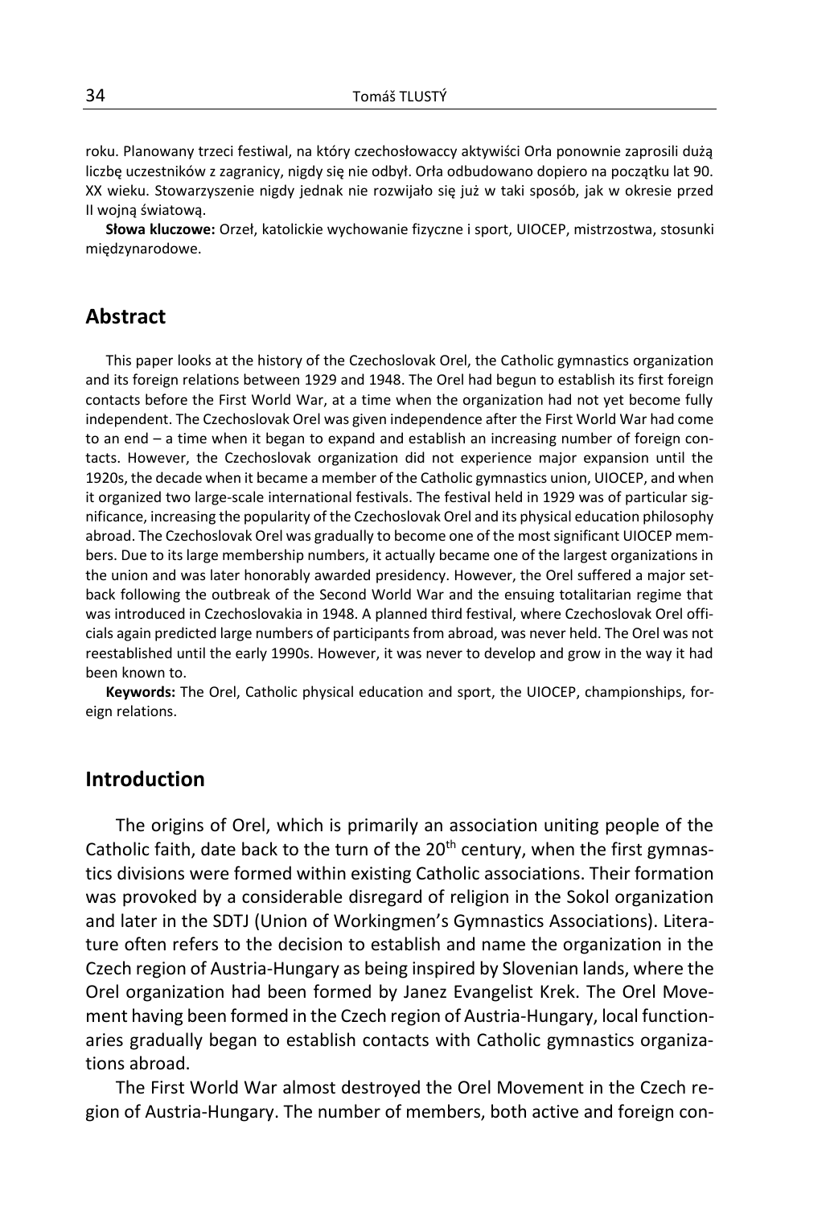roku. Planowany trzeci festiwal, na który czechosłowaccy aktywiści Orła ponownie zaprosili dużą liczbę uczestników z zagranicy, nigdy się nie odbył. Orła odbudowano dopiero na początku lat 90. XX wieku. Stowarzyszenie nigdy jednak nie rozwijało się już w taki sposób, jak w okresie przed II wojną światową.

**Słowa kluczowe:** Orzeł, katolickie wychowanie fizyczne i sport, UIOCEP, mistrzostwa, stosunki międzynarodowe.

## Abstract

This paper looks at the history of the Czechoslovak Orel, the Catholic gymnastics organization and its foreign relations between 1929 and 1948. The Orel had begun to establish its first foreign contacts before the First World War, at a time when the organization had not yet become fully independent. The Czechoslovak Orel was given independence after the First World War had come to an end – a time when it began to expand and establish an increasing number of foreign contacts. However, the Czechoslovak organization did not experience major expansion until the 1920s, the decade when it became a member of the Catholic gymnastics union, UIOCEP, and when it organized two large-scale international festivals. The festival held in 1929 was of particular significance, increasing the popularity of the Czechoslovak Orel and its physical education philosophy abroad. The Czechoslovak Orel was gradually to become one of the most significant UIOCEP members. Due to its large membership numbers, it actually became one of the largest organizations in the union and was later honorably awarded presidency. However, the Orel suffered a major setback following the outbreak of the Second World War and the ensuing totalitarian regime that was introduced in Czechoslovakia in 1948. A planned third festival, where Czechoslovak Orel officials again predicted large numbers of participants from abroad, was never held. The Orel was not reestablished until the early 1990s. However, it was never to develop and grow in the way it had been known to.

**Keywords:** The Orel, Catholic physical education and sport, the UIOCEP, championships, foreign relations.

## Introduction

The origins of Orel, which is primarily an association uniting people of the Catholic faith, date back to the turn of the 20th century, when the first gymnastics divisions were formed within existing Catholic associations. Their formation was provoked by a considerable disregard of religion in the Sokol organization and later in the SDTJ (Union of Workingmen's Gymnastics Associations). Literature often refers to the decision to establish and name the organization in the Czech region of Austria-Hungary as being inspired by Slovenian lands, where the Orel organization had been formed by Janez Evangelist Krek. The Orel Movement having been formed in the Czech region of Austria-Hungary, local functionaries gradually began to establish contacts with Catholic gymnastics organizations abroad.

The First World War almost destroyed the Orel Movement in the Czech region of Austria-Hungary. The number of members, both active and foreign con-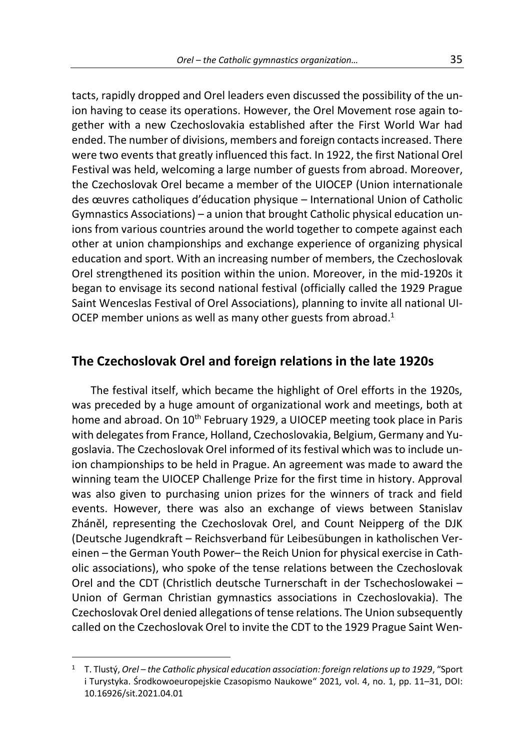tacts, rapidly dropped and Orel leaders even discussed the possibility of the union having to cease its operations. However, the Orel Movement rose again together with a new Czechoslovakia established after the First World War had ended. The number of divisions, members and foreign contacts increased. There were two events that greatly influenced this fact. In 1922, the first National Orel Festival was held, welcoming a large number of guests from abroad. Moreover, the Czechoslovak Orel became a member of the UIOCEP (Union internationale des œuvres catholiques d'éducation physique – International Union of Catholic Gymnastics Associations) – a union that brought Catholic physical education unions from various countries around the world together to compete against each other at union championships and exchange experience of organizing physical education and sport. With an increasing number of members, the Czechoslovak Orel strengthened its position within the union. Moreover, in the mid-1920s it began to envisage its second national festival (officially called the 1929 Prague Saint Wenceslas Festival of Orel Associations), planning to invite all national UIOCEP member unions as well as many other guests from abroad.[1]

## The Czechoslovak Orel and foreign relations in the late 1920s

The festival itself, which became the highlight of Orel efforts in the 1920s, was preceded by a huge amount of organizational work and meetings, both at home and abroad. On 10th February 1929, a UIOCEP meeting took place in Paris with delegates from France, Holland, Czechoslovakia, Belgium, Germany and Yugoslavia. The Czechoslovak Orel informed of its festival which was to include union championships to be held in Prague. An agreement was made to award the winning team the UIOCEP Challenge Prize for the first time in history. Approval was also given to purchasing union prizes for the winners of track and field events. However, there was also an exchange of views between Stanislav Zháněl, representing the Czechoslovak Orel, and Count Neipperg of the DJK (Deutsche Jugendkraft – Reichsverband für Leibesübungen in katholischen Vereinen – the German Youth Power– the Reich Union for physical exercise in Catholic associations), who spoke of the tense relations between the Czechoslovak Orel and the CDT (Christlich deutsche Turnerschaft in der Tschechoslowakei – Union of German Christian gymnastics associations in Czechoslovakia). The Czechoslovak Orel denied allegations of tense relations. The Union subsequently called on the Czechoslovak Orel to invite the CDT to the 1929 Prague Saint Wen-

[1] T. Tlustý, *Orel – the Catholic physical education association: foreign relations up to 1929*, "Sport i Turystyka. Środkowoeuropejskie Czasopismo Naukowe" 2021*,* vol. 4, no. 1, pp. 11–31, DOI: 10.16926/sit.2021.04.01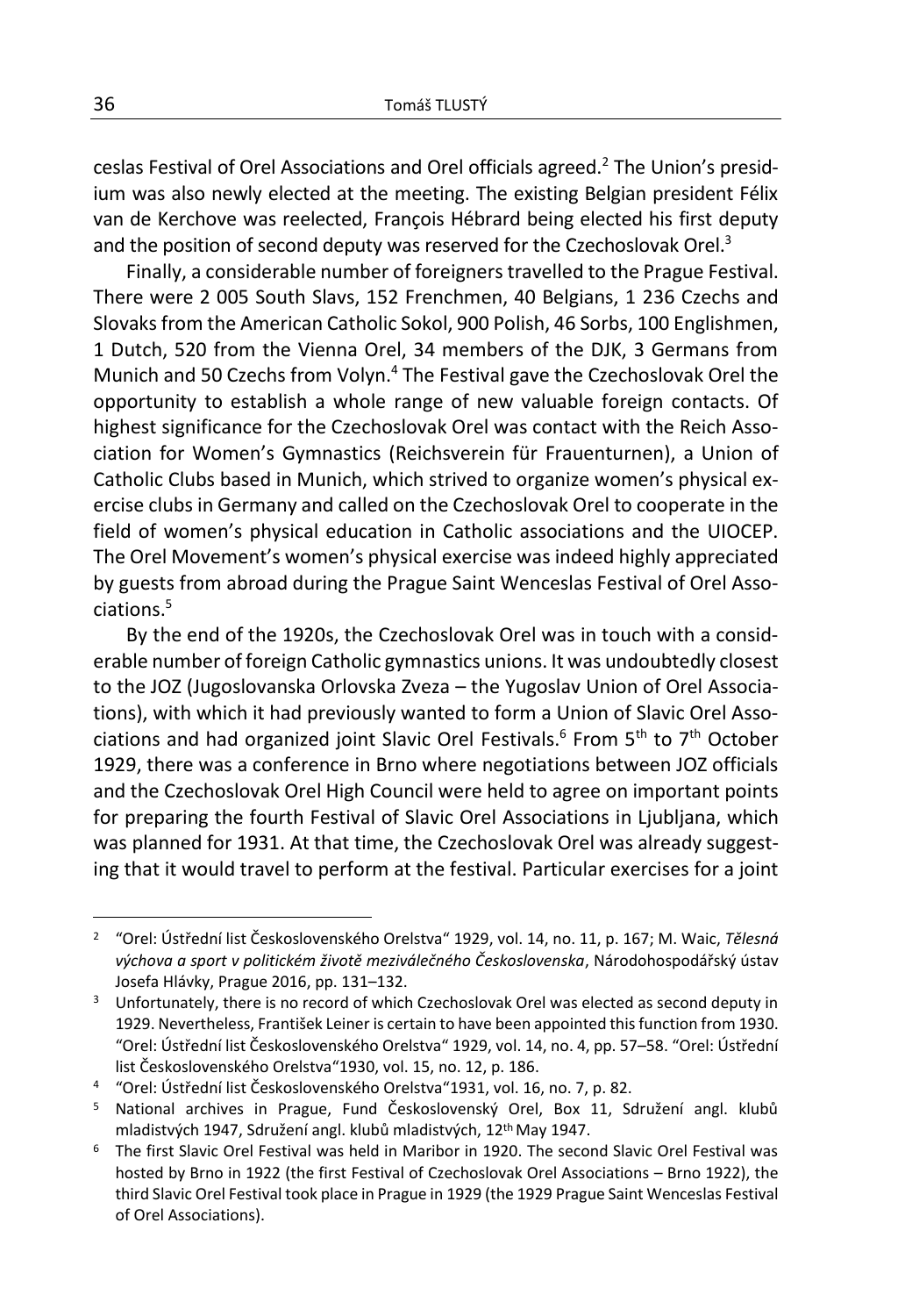ceslas Festival of Orel Associations and Orel officials agreed.[2] The Union's presidium was also newly elected at the meeting. The existing Belgian president Félix van de Kerchove was reelected, François Hébrard being elected his first deputy and the position of second deputy was reserved for the Czechoslovak Orel.[3]

Finally, a considerable number of foreigners travelled to the Prague Festival. There were 2 005 South Slavs, 152 Frenchmen, 40 Belgians, 1 236 Czechs and Slovaks from the American Catholic Sokol, 900 Polish, 46 Sorbs, 100 Englishmen, 1 Dutch, 520 from the Vienna Orel, 34 members of the DJK, 3 Germans from Munich and 50 Czechs from Volyn.[4] The Festival gave the Czechoslovak Orel the opportunity to establish a whole range of new valuable foreign contacts. Of highest significance for the Czechoslovak Orel was contact with the Reich Association for Women's Gymnastics (Reichsverein für Frauenturnen), a Union of Catholic Clubs based in Munich, which strived to organize women's physical exercise clubs in Germany and called on the Czechoslovak Orel to cooperate in the field of women's physical education in Catholic associations and the UIOCEP. The Orel Movement's women's physical exercise was indeed highly appreciated by guests from abroad during the Prague Saint Wenceslas Festival of Orel Associations.[5]

By the end of the 1920s, the Czechoslovak Orel was in touch with a considerable number of foreign Catholic gymnastics unions. It was undoubtedly closest to the JOZ (Jugoslovanska Orlovska Zveza – the Yugoslav Union of Orel Associations), with which it had previously wanted to form a Union of Slavic Orel Associations and had organized joint Slavic Orel Festivals.[6] From 5th to 7th October 1929, there was a conference in Brno where negotiations between JOZ officials and the Czechoslovak Orel High Council were held to agree on important points for preparing the fourth Festival of Slavic Orel Associations in Ljubljana, which was planned for 1931. At that time, the Czechoslovak Orel was already suggesting that it would travel to perform at the festival. Particular exercises for a joint

---

[2] "Orel: Ústřední list Československého Orelstva" 1929, vol. 14, no. 11, p. 167; M. Waic, *Tělesná výchova a sport v politickém životě meziválečného Československa*, Národohospodářský ústav Josefa Hlávky, Prague 2016, pp. 131–132.

[3] Unfortunately, there is no record of which Czechoslovak Orel was elected as second deputy in 1929. Nevertheless, František Leiner is certain to have been appointed this function from 1930. "Orel: Ústřední list Československého Orelstva" 1929, vol. 14, no. 4, pp. 57–58. "Orel: Ústřední list Československého Orelstva"1930, vol. 15, no. 12, p. 186.

[4] "Orel: Ústřední list Československého Orelstva"1931, vol. 16, no. 7, p. 82.

[5] National archives in Prague, Fund Československý Orel, Box 11, Sdružení angl. klubů mladistvých 1947, Sdružení angl. klubů mladistvých, 12th May 1947.

[6] The first Slavic Orel Festival was held in Maribor in 1920. The second Slavic Orel Festival was hosted by Brno in 1922 (the first Festival of Czechoslovak Orel Associations – Brno 1922), the third Slavic Orel Festival took place in Prague in 1929 (the 1929 Prague Saint Wenceslas Festival of Orel Associations).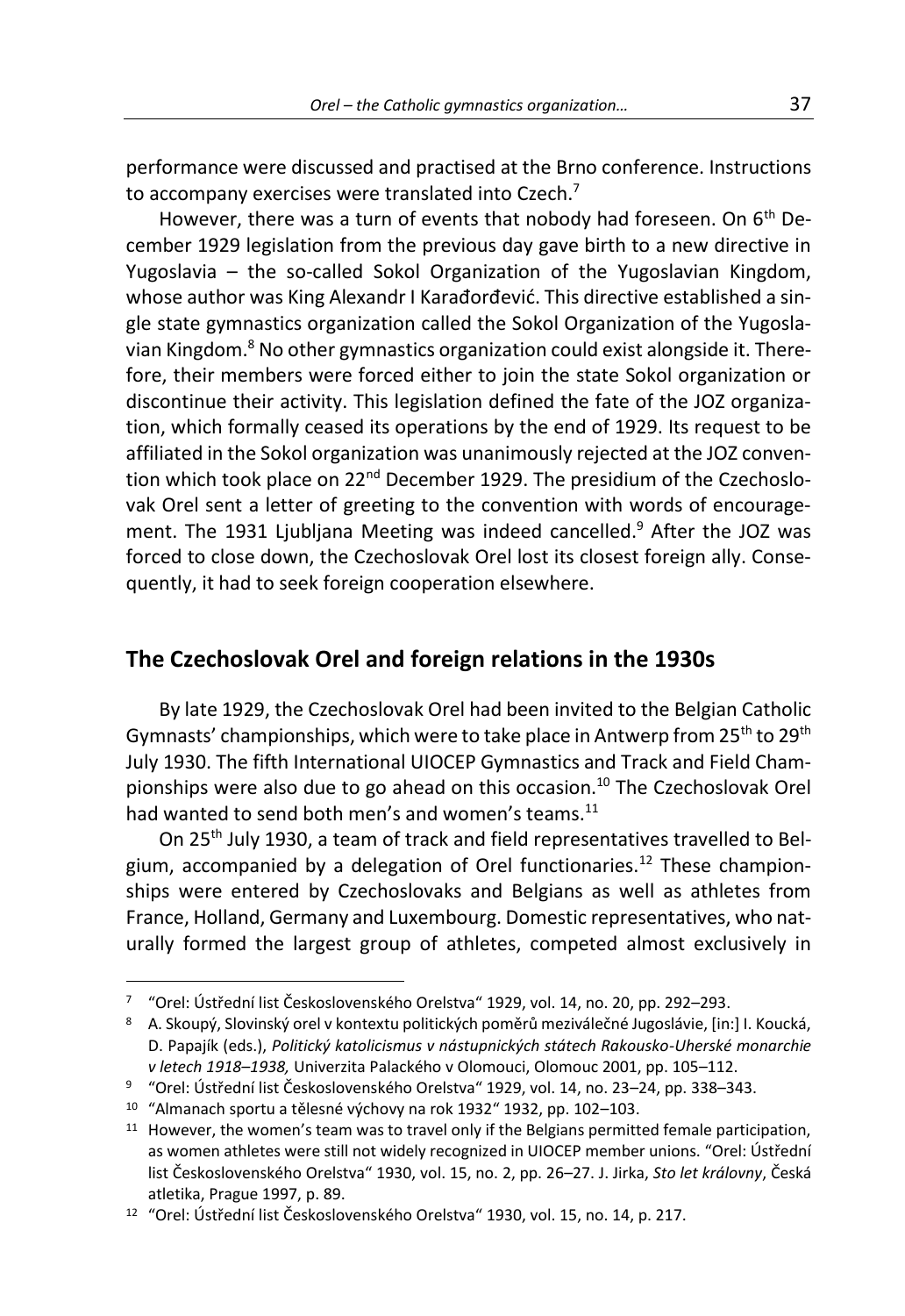performance were discussed and practised at the Brno conference. Instructions to accompany exercises were translated into Czech.[7]

However, there was a turn of events that nobody had foreseen. On 6th December 1929 legislation from the previous day gave birth to a new directive in Yugoslavia – the so-called Sokol Organization of the Yugoslavian Kingdom, whose author was King Alexandr I Karađorđević. This directive established a single state gymnastics organization called the Sokol Organization of the Yugoslavian Kingdom.[8] No other gymnastics organization could exist alongside it. Therefore, their members were forced either to join the state Sokol organization or discontinue their activity. This legislation defined the fate of the JOZ organization, which formally ceased its operations by the end of 1929. Its request to be affiliated in the Sokol organization was unanimously rejected at the JOZ convention which took place on 22nd December 1929. The presidium of the Czechoslovak Orel sent a letter of greeting to the convention with words of encouragement. The 1931 Ljubljana Meeting was indeed cancelled.[9] After the JOZ was forced to close down, the Czechoslovak Orel lost its closest foreign ally. Consequently, it had to seek foreign cooperation elsewhere.

## The Czechoslovak Orel and foreign relations in the 1930s

By late 1929, the Czechoslovak Orel had been invited to the Belgian Catholic Gymnasts' championships, which were to take place in Antwerp from 25th to 29th July 1930. The fifth International UIOCEP Gymnastics and Track and Field Championships were also due to go ahead on this occasion.[10] The Czechoslovak Orel had wanted to send both men's and women's teams.[11]

On 25th July 1930, a team of track and field representatives travelled to Belgium, accompanied by a delegation of Orel functionaries.[12] These championships were entered by Czechoslovaks and Belgians as well as athletes from France, Holland, Germany and Luxembourg. Domestic representatives, who naturally formed the largest group of athletes, competed almost exclusively in

---

[7] "Orel: Ústřední list Československého Orelstva" 1929, vol. 14, no. 20, pp. 292–293.

[8] A. Skoupý, Slovinský orel v kontextu politických poměrů meziválečné Jugoslávie, [in:] I. Koucká, D. Papajík (eds.), *Politický katolicismus v nástupnických státech Rakousko-Uherské monarchie v letech 1918–1938,* Univerzita Palackého v Olomouci, Olomouc 2001, pp. 105–112.

[9] "Orel: Ústřední list Československého Orelstva" 1929, vol. 14, no. 23–24, pp. 338–343.

[10] "Almanach sportu a tělesné výchovy na rok 1932" 1932, pp. 102–103.

[11] However, the women's team was to travel only if the Belgians permitted female participation, as women athletes were still not widely recognized in UIOCEP member unions. "Orel: Ústřední list Československého Orelstva" 1930, vol. 15, no. 2, pp. 26–27. J. Jirka, *Sto let královny*, Česká atletika, Prague 1997, p. 89.

[12] "Orel: Ústřední list Československého Orelstva" 1930, vol. 15, no. 14, p. 217.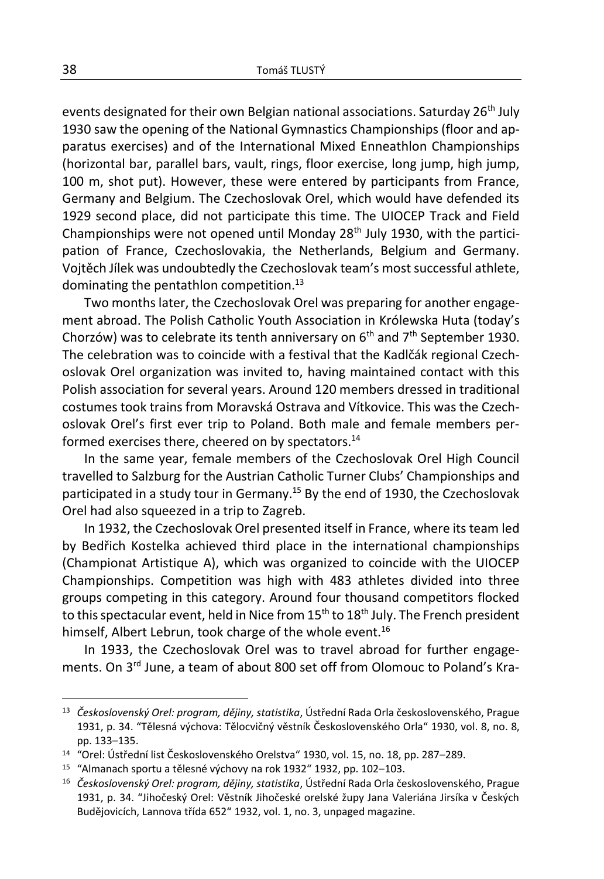events designated for their own Belgian national associations. Saturday 26th July 1930 saw the opening of the National Gymnastics Championships (floor and apparatus exercises) and of the International Mixed Enneathlon Championships (horizontal bar, parallel bars, vault, rings, floor exercise, long jump, high jump, 100 m, shot put). However, these were entered by participants from France, Germany and Belgium. The Czechoslovak Orel, which would have defended its 1929 second place, did not participate this time. The UIOCEP Track and Field Championships were not opened until Monday 28th July 1930, with the participation of France, Czechoslovakia, the Netherlands, Belgium and Germany. Vojtěch Jílek was undoubtedly the Czechoslovak team's most successful athlete, dominating the pentathlon competition.[13]

Two months later, the Czechoslovak Orel was preparing for another engagement abroad. The Polish Catholic Youth Association in Królewska Huta (today's Chorzów) was to celebrate its tenth anniversary on 6th and 7th September 1930. The celebration was to coincide with a festival that the Kadlčák regional Czechoslovak Orel organization was invited to, having maintained contact with this Polish association for several years. Around 120 members dressed in traditional costumes took trains from Moravská Ostrava and Vítkovice. This was the Czechoslovak Orel's first ever trip to Poland. Both male and female members performed exercises there, cheered on by spectators.[14]

In the same year, female members of the Czechoslovak Orel High Council travelled to Salzburg for the Austrian Catholic Turner Clubs' Championships and participated in a study tour in Germany.[15] By the end of 1930, the Czechoslovak Orel had also squeezed in a trip to Zagreb.

In 1932, the Czechoslovak Orel presented itself in France, where its team led by Bedřich Kostelka achieved third place in the international championships (Championat Artistique A), which was organized to coincide with the UIOCEP Championships. Competition was high with 483 athletes divided into three groups competing in this category. Around four thousand competitors flocked to this spectacular event, held in Nice from 15th to 18th July. The French president himself, Albert Lebrun, took charge of the whole event.[16]

In 1933, the Czechoslovak Orel was to travel abroad for further engagements. On 3rd June, a team of about 800 set off from Olomouc to Poland's Kra-

---

[13] *Československý Orel: program, dějiny, statistika*, Ústřední Rada Orla československého, Prague 1931, p. 34. "Tělesná výchova: Tělocvičný věstník Československého Orla" 1930, vol. 8, no. 8, pp. 133–135.

[14] "Orel: Ústřední list Československého Orelstva" 1930, vol. 15, no. 18, pp. 287–289.

[15] "Almanach sportu a tělesné výchovy na rok 1932" 1932, pp. 102–103.

[16] *Československý Orel: program, dějiny, statistika*, Ústřední Rada Orla československého, Prague 1931, p. 34. "Jihočeský Orel: Věstník Jihočeské orelské župy Jana Valeriána Jirsíka v Českých Budějovicích, Lannova třída 652" 1932, vol. 1, no. 3, unpaged magazine.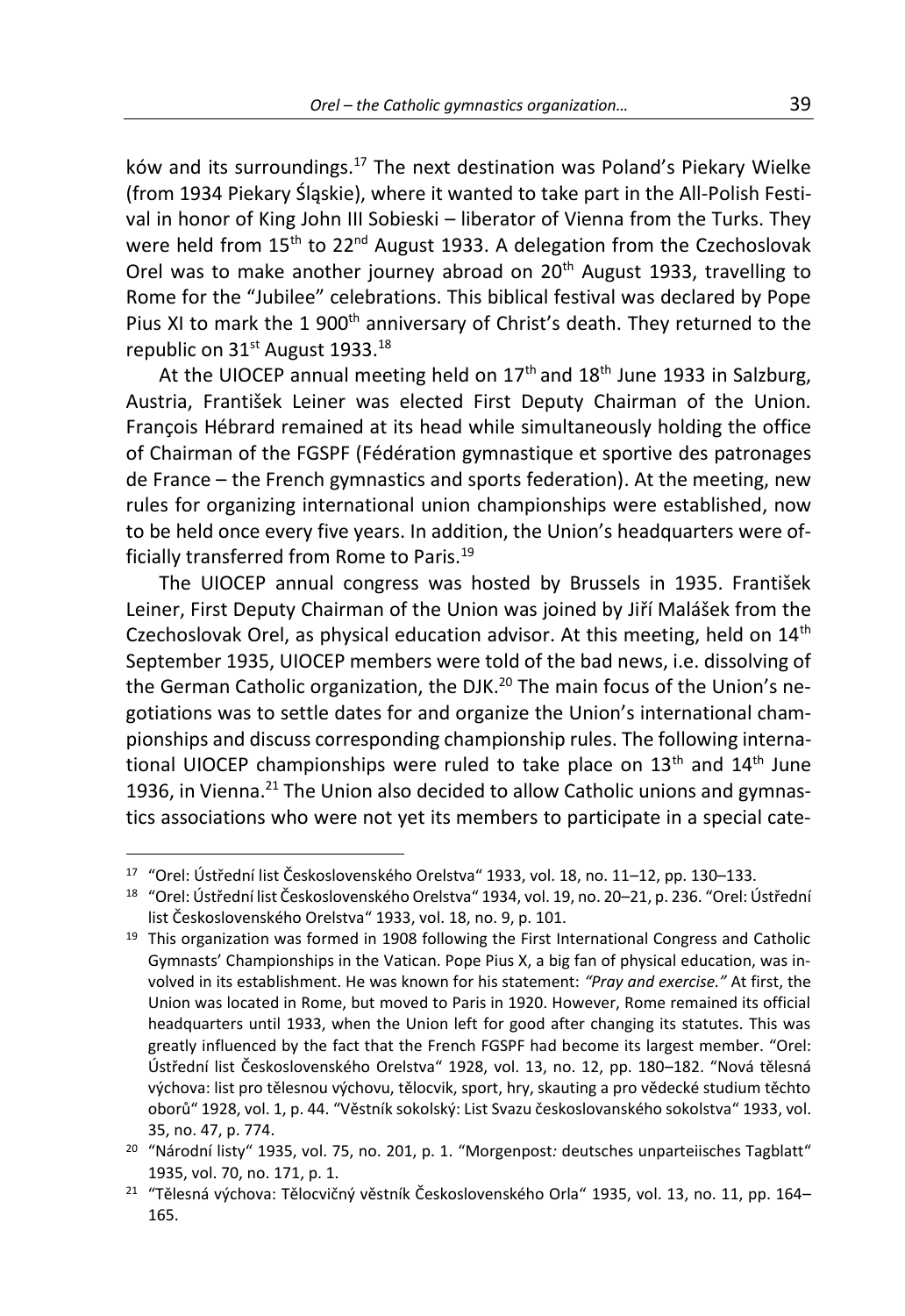ków and its surroundings.[17] The next destination was Poland's Piekary Wielke (from 1934 Piekary Śląskie), where it wanted to take part in the All-Polish Festival in honor of King John III Sobieski – liberator of Vienna from the Turks. They were held from 15th to 22nd August 1933. A delegation from the Czechoslovak Orel was to make another journey abroad on 20th August 1933, travelling to Rome for the "Jubilee" celebrations. This biblical festival was declared by Pope Pius XI to mark the 1 900th anniversary of Christ's death. They returned to the republic on 31st August 1933.[18]

At the UIOCEP annual meeting held on 17th and 18th June 1933 in Salzburg, Austria, František Leiner was elected First Deputy Chairman of the Union. François Hébrard remained at its head while simultaneously holding the office of Chairman of the FGSPF (Fédération gymnastique et sportive des patronages de France – the French gymnastics and sports federation). At the meeting, new rules for organizing international union championships were established, now to be held once every five years. In addition, the Union's headquarters were officially transferred from Rome to Paris.[19]

The UIOCEP annual congress was hosted by Brussels in 1935. František Leiner, First Deputy Chairman of the Union was joined by Jiří Malášek from the Czechoslovak Orel, as physical education advisor. At this meeting, held on 14th September 1935, UIOCEP members were told of the bad news, i.e. dissolving of the German Catholic organization, the DJK.[20] The main focus of the Union's negotiations was to settle dates for and organize the Union's international championships and discuss corresponding championship rules. The following international UIOCEP championships were ruled to take place on 13th and 14th June 1936, in Vienna.[21] The Union also decided to allow Catholic unions and gymnastics associations who were not yet its members to participate in a special cate-

---

[17] "Orel: Ústřední list Československého Orelstva" 1933, vol. 18, no. 11–12, pp. 130–133.

[18] "Orel: Ústřední list Československého Orelstva" 1934, vol. 19, no. 20–21, p. 236. "Orel: Ústřední list Československého Orelstva" 1933, vol. 18, no. 9, p. 101.

[19] This organization was formed in 1908 following the First International Congress and Catholic Gymnasts' Championships in the Vatican. Pope Pius X, a big fan of physical education, was involved in its establishment. He was known for his statement: *"Pray and exercise."* At first, the Union was located in Rome, but moved to Paris in 1920. However, Rome remained its official headquarters until 1933, when the Union left for good after changing its statutes. This was greatly influenced by the fact that the French FGSPF had become its largest member. "Orel: Ústřední list Československého Orelstva" 1928, vol. 13, no. 12, pp. 180–182. "Nová tělesná výchova: list pro tělesnou výchovu, tělocvik, sport, hry, skauting a pro vědecké studium těchto oborů" 1928, vol. 1, p. 44. "Věstník sokolský: List Svazu československého sokolstva" 1933, vol. 35, no. 47, p. 774.

[20] "Národní listy" 1935, vol. 75, no. 201, p. 1. "Morgenpost*:* deutsches unparteiisches Tagblatt" 1935, vol. 70, no. 171, p. 1.

[21] "Tělesná výchova: Tělocvičný věstník Československého Orla" 1935, vol. 13, no. 11, pp. 164–165.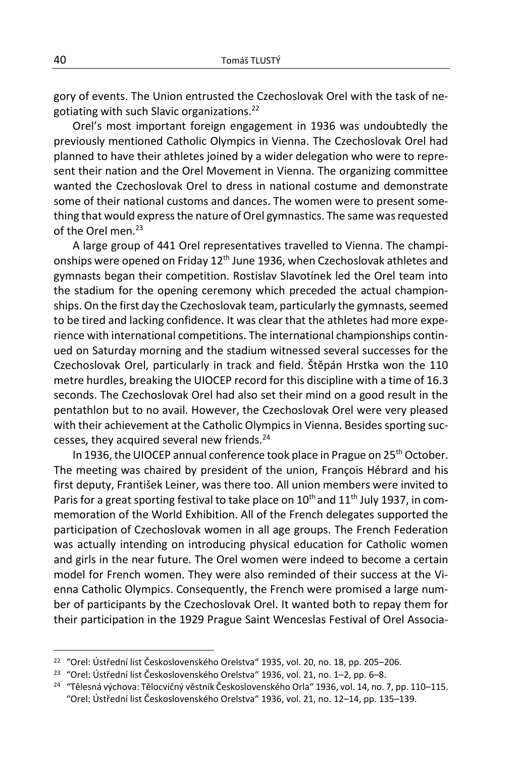gory of events. The Union entrusted the Czechoslovak Orel with the task of negotiating with such Slavic organizations.[22]

Orel's most important foreign engagement in 1936 was undoubtedly the previously mentioned Catholic Olympics in Vienna. The Czechoslovak Orel had planned to have their athletes joined by a wider delegation who were to represent their nation and the Orel Movement in Vienna. The organizing committee wanted the Czechoslovak Orel to dress in national costume and demonstrate some of their national customs and dances. The women were to present something that would express the nature of Orel gymnastics. The same was requested of the Orel men.[23]

A large group of 441 Orel representatives travelled to Vienna. The championships were opened on Friday 12th June 1936, when Czechoslovak athletes and gymnasts began their competition. Rostislav Slavotínek led the Orel team into the stadium for the opening ceremony which preceded the actual championships. On the first day the Czechoslovak team, particularly the gymnasts, seemed to be tired and lacking confidence. It was clear that the athletes had more experience with international competitions. The international championships continued on Saturday morning and the stadium witnessed several successes for the Czechoslovak Orel, particularly in track and field. Štěpán Hrstka won the 110 metre hurdles, breaking the UIOCEP record for this discipline with a time of 16.3 seconds. The Czechoslovak Orel had also set their mind on a good result in the pentathlon but to no avail. However, the Czechoslovak Orel were very pleased with their achievement at the Catholic Olympics in Vienna. Besides sporting successes, they acquired several new friends.[24]

In 1936, the UIOCEP annual conference took place in Prague on 25th October. The meeting was chaired by president of the union, François Hébrard and his first deputy, František Leiner, was there too. All union members were invited to Paris for a great sporting festival to take place on 10th and 11th July 1937, in commemoration of the World Exhibition. All of the French delegates supported the participation of Czechoslovak women in all age groups. The French Federation was actually intending on introducing physical education for Catholic women and girls in the near future. The Orel women were indeed to become a certain model for French women. They were also reminded of their success at the Vienna Catholic Olympics. Consequently, the French were promised a large number of participants by the Czechoslovak Orel. It wanted both to repay them for their participation in the 1929 Prague Saint Wenceslas Festival of Orel Associa-

---

[22] "Orel: Ústřední list Československého Orelstva" 1935, vol. 20, no. 18, pp. 205–206.

[23] "Orel: Ústřední list Československého Orelstva" 1936, vol. 21, no. 1–2, pp. 6–8.

[24] "Tělesná výchova: Tělocvičný věstník Československého Orla" 1936, vol. 14, no. 7, pp. 110–115. "Orel: Ústřední list Československého Orelstva" 1936, vol. 21, no. 12–14, pp. 135–139.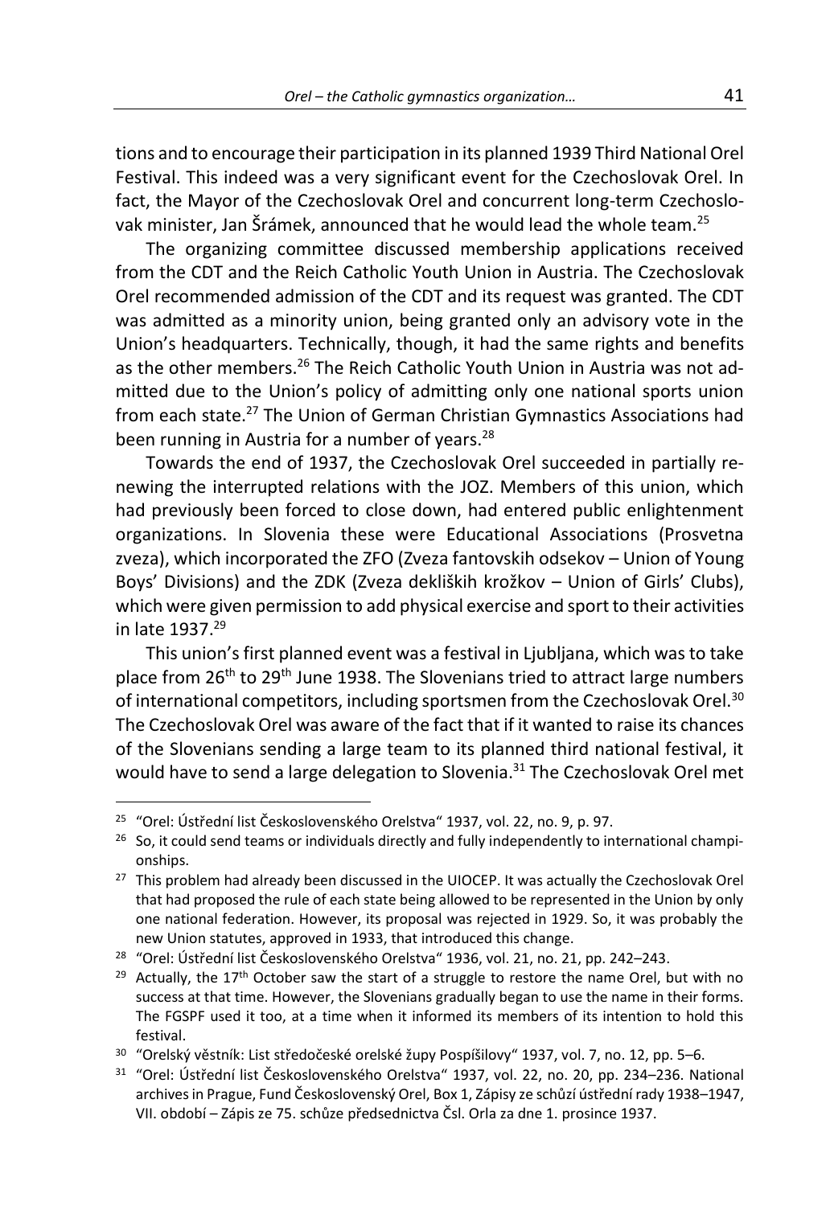tions and to encourage their participation in its planned 1939 Third National Orel Festival. This indeed was a very significant event for the Czechoslovak Orel. In fact, the Mayor of the Czechoslovak Orel and concurrent long-term Czechoslovak minister, Jan Šrámek, announced that he would lead the whole team.[25]

The organizing committee discussed membership applications received from the CDT and the Reich Catholic Youth Union in Austria. The Czechoslovak Orel recommended admission of the CDT and its request was granted. The CDT was admitted as a minority union, being granted only an advisory vote in the Union's headquarters. Technically, though, it had the same rights and benefits as the other members.[26] The Reich Catholic Youth Union in Austria was not admitted due to the Union's policy of admitting only one national sports union from each state.[27] The Union of German Christian Gymnastics Associations had been running in Austria for a number of years.[28]

Towards the end of 1937, the Czechoslovak Orel succeeded in partially renewing the interrupted relations with the JOZ. Members of this union, which had previously been forced to close down, had entered public enlightenment organizations. In Slovenia these were Educational Associations (Prosvetna zveza), which incorporated the ZFO (Zveza fantovskih odsekov – Union of Young Boys' Divisions) and the ZDK (Zveza dekliških krožkov – Union of Girls' Clubs), which were given permission to add physical exercise and sport to their activities in late 1937.[29]

This union's first planned event was a festival in Ljubljana, which was to take place from 26th to 29th June 1938. The Slovenians tried to attract large numbers of international competitors, including sportsmen from the Czechoslovak Orel.[30] The Czechoslovak Orel was aware of the fact that if it wanted to raise its chances of the Slovenians sending a large team to its planned third national festival, it would have to send a large delegation to Slovenia.[31] The Czechoslovak Orel met

---

[25] "Orel: Ústřední list Československého Orelstva" 1937, vol. 22, no. 9, p. 97.

[26] So, it could send teams or individuals directly and fully independently to international championships.

[27] This problem had already been discussed in the UIOCEP. It was actually the Czechoslovak Orel that had proposed the rule of each state being allowed to be represented in the Union by only one national federation. However, its proposal was rejected in 1929. So, it was probably the new Union statutes, approved in 1933, that introduced this change.

[28] "Orel: Ústřední list Československého Orelstva" 1936, vol. 21, no. 21, pp. 242–243.

[29] Actually, the 17th October saw the start of a struggle to restore the name Orel, but with no success at that time. However, the Slovenians gradually began to use the name in their forms. The FGSPF used it too, at a time when it informed its members of its intention to hold this festival.

[30] "Orelský věstník: List středočeské orelské župy Pospíšilovy" 1937, vol. 7, no. 12, pp. 5–6.

[31] "Orel: Ústřední list Československého Orelstva" 1937, vol. 22, no. 20, pp. 234–236. National archives in Prague, Fund Československý Orel, Box 1, Zápisy ze schůzí ústřední rady 1938–1947, VII. období – Zápis ze 75. schůze předsednictva Čsl. Orla za dne 1. prosince 1937.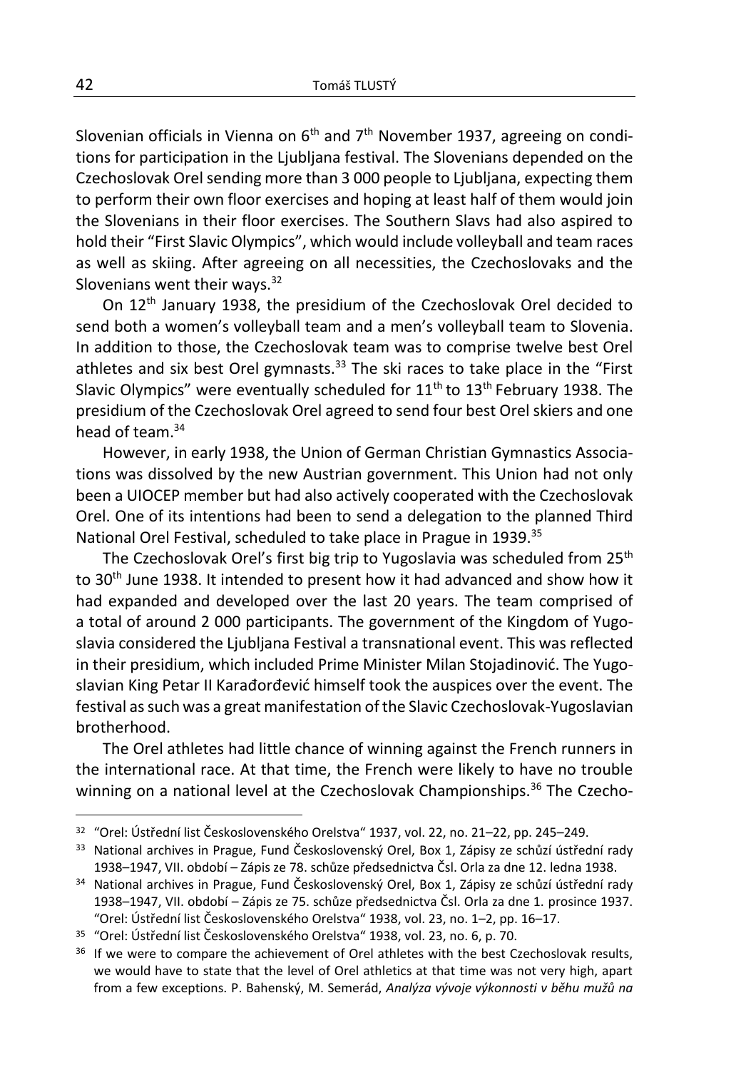Slovenian officials in Vienna on 6th and 7th November 1937, agreeing on conditions for participation in the Ljubljana festival. The Slovenians depended on the Czechoslovak Orel sending more than 3 000 people to Ljubljana, expecting them to perform their own floor exercises and hoping at least half of them would join the Slovenians in their floor exercises. The Southern Slavs had also aspired to hold their "First Slavic Olympics", which would include volleyball and team races as well as skiing. After agreeing on all necessities, the Czechoslovaks and the Slovenians went their ways.[32]

On 12th January 1938, the presidium of the Czechoslovak Orel decided to send both a women's volleyball team and a men's volleyball team to Slovenia. In addition to those, the Czechoslovak team was to comprise twelve best Orel athletes and six best Orel gymnasts.[33] The ski races to take place in the "First Slavic Olympics" were eventually scheduled for 11th to 13th February 1938. The presidium of the Czechoslovak Orel agreed to send four best Orel skiers and one head of team.[34]

However, in early 1938, the Union of German Christian Gymnastics Associations was dissolved by the new Austrian government. This Union had not only been a UIOCEP member but had also actively cooperated with the Czechoslovak Orel. One of its intentions had been to send a delegation to the planned Third National Orel Festival, scheduled to take place in Prague in 1939.[35]

The Czechoslovak Orel's first big trip to Yugoslavia was scheduled from 25th to 30th June 1938. It intended to present how it had advanced and show how it had expanded and developed over the last 20 years. The team comprised of a total of around 2 000 participants. The government of the Kingdom of Yugoslavia considered the Ljubljana Festival a transnational event. This was reflected in their presidium, which included Prime Minister Milan Stojadinović. The Yugoslavian King Petar II Karađorđević himself took the auspices over the event. The festival as such was a great manifestation of the Slavic Czechoslovak-Yugoslavian brotherhood.

The Orel athletes had little chance of winning against the French runners in the international race. At that time, the French were likely to have no trouble winning on a national level at the Czechoslovak Championships.[36] The Czecho-

---

[32] "Orel: Ústřední list Československého Orelstva" 1937, vol. 22, no. 21–22, pp. 245–249.

[33] National archives in Prague, Fund Československý Orel, Box 1, Zápisy ze schůzí ústřední rady 1938–1947, VII. období – Zápis ze 78. schůze předsednictva Čsl. Orla za dne 12. ledna 1938.

[34] National archives in Prague, Fund Československý Orel, Box 1, Zápisy ze schůzí ústřední rady 1938–1947, VII. období – Zápis ze 75. schůze předsednictva Čsl. Orla za dne 1. prosince 1937. "Orel: Ústřední list Československého Orelstva" 1938, vol. 23, no. 1–2, pp. 16–17.

[35] "Orel: Ústřední list Československého Orelstva" 1938, vol. 23, no. 6, p. 70.

[36] If we were to compare the achievement of Orel athletes with the best Czechoslovak results, we would have to state that the level of Orel athletics at that time was not very high, apart from a few exceptions. P. Bahenský, M. Semerád, *Analýza vývoje výkonnosti v běhu mužů na*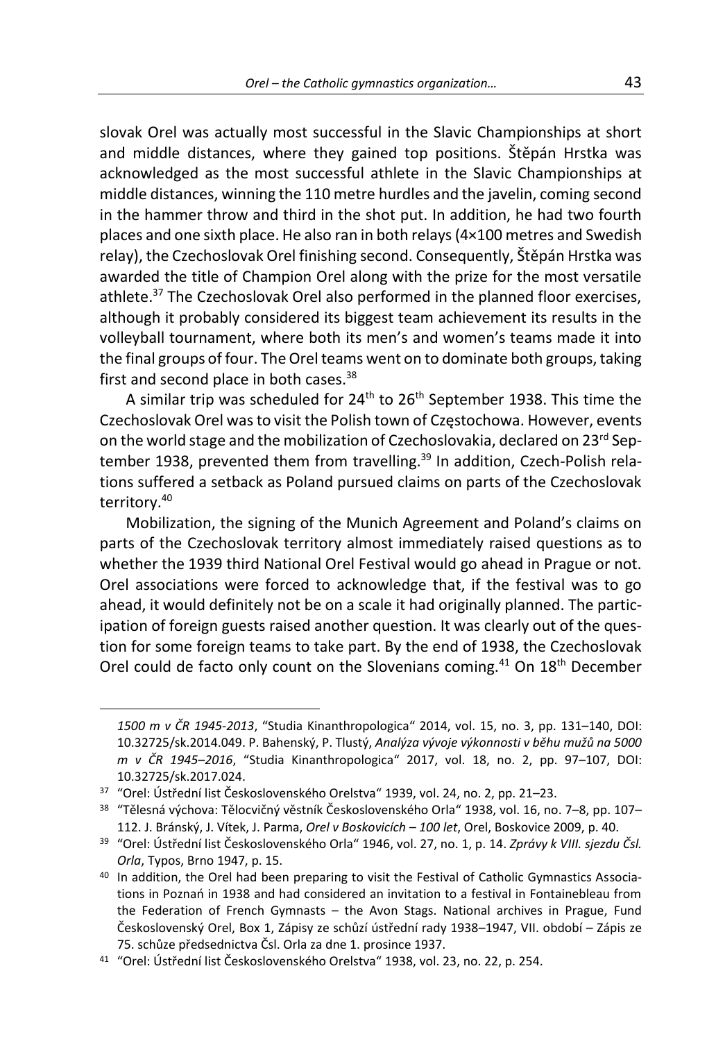slovak Orel was actually most successful in the Slavic Championships at short and middle distances, where they gained top positions. Štěpán Hrstka was acknowledged as the most successful athlete in the Slavic Championships at middle distances, winning the 110 metre hurdles and the javelin, coming second in the hammer throw and third in the shot put. In addition, he had two fourth places and one sixth place. He also ran in both relays (4×100 metres and Swedish relay), the Czechoslovak Orel finishing second. Consequently, Štěpán Hrstka was awarded the title of Champion Orel along with the prize for the most versatile athlete.[37] The Czechoslovak Orel also performed in the planned floor exercises, although it probably considered its biggest team achievement its results in the volleyball tournament, where both its men's and women's teams made it into the final groups of four. The Orel teams went on to dominate both groups, taking first and second place in both cases.[38]

A similar trip was scheduled for 24th to 26th September 1938. This time the Czechoslovak Orel was to visit the Polish town of Częstochowa. However, events on the world stage and the mobilization of Czechoslovakia, declared on 23rd September 1938, prevented them from travelling.[39] In addition, Czech-Polish relations suffered a setback as Poland pursued claims on parts of the Czechoslovak territory.[40]

Mobilization, the signing of the Munich Agreement and Poland's claims on parts of the Czechoslovak territory almost immediately raised questions as to whether the 1939 third National Orel Festival would go ahead in Prague or not. Orel associations were forced to acknowledge that, if the festival was to go ahead, it would definitely not be on a scale it had originally planned. The participation of foreign guests raised another question. It was clearly out of the question for some foreign teams to take part. By the end of 1938, the Czechoslovak Orel could de facto only count on the Slovenians coming.[41] On 18th December

---

*1500 m v ČR 1945-2013*, "Studia Kinanthropologica" 2014, vol. 15, no. 3, pp. 131–140, DOI: 10.32725/sk.2014.049. P. Bahenský, P. Tlustý, *Analýza vývoje výkonnosti v běhu mužů na 5000 m v ČR 1945–2016*, "Studia Kinanthropologica" 2017, vol. 18, no. 2, pp. 97–107, DOI: 10.32725/sk.2017.024.

[37] "Orel: Ústřední list Československého Orelstva" 1939, vol. 24, no. 2, pp. 21–23.

[38] "Tělesná výchova: Tělocvičný věstník Československého Orla" 1938, vol. 16, no. 7–8, pp. 107–112. J. Bránský, J. Vítek, J. Parma, *Orel v Boskovicích – 100 let*, Orel, Boskovice 2009, p. 40.

[39] "Orel: Ústřední list Československého Orla" 1946, vol. 27, no. 1, p. 14. *Zprávy k VIII. sjezdu Čsl. Orla*, Typos, Brno 1947, p. 15.

[40] In addition, the Orel had been preparing to visit the Festival of Catholic Gymnastics Associations in Poznań in 1938 and had considered an invitation to a festival in Fontainebleau from the Federation of French Gymnasts – the Avon Stags. National archives in Prague, Fund Československý Orel, Box 1, Zápisy ze schůzí ústřední rady 1938–1947, VII. období – Zápis ze 75. schůze předsednictva Čsl. Orla za dne 1. prosince 1937.

[41] "Orel: Ústřední list Československého Orelstva" 1938, vol. 23, no. 22, p. 254.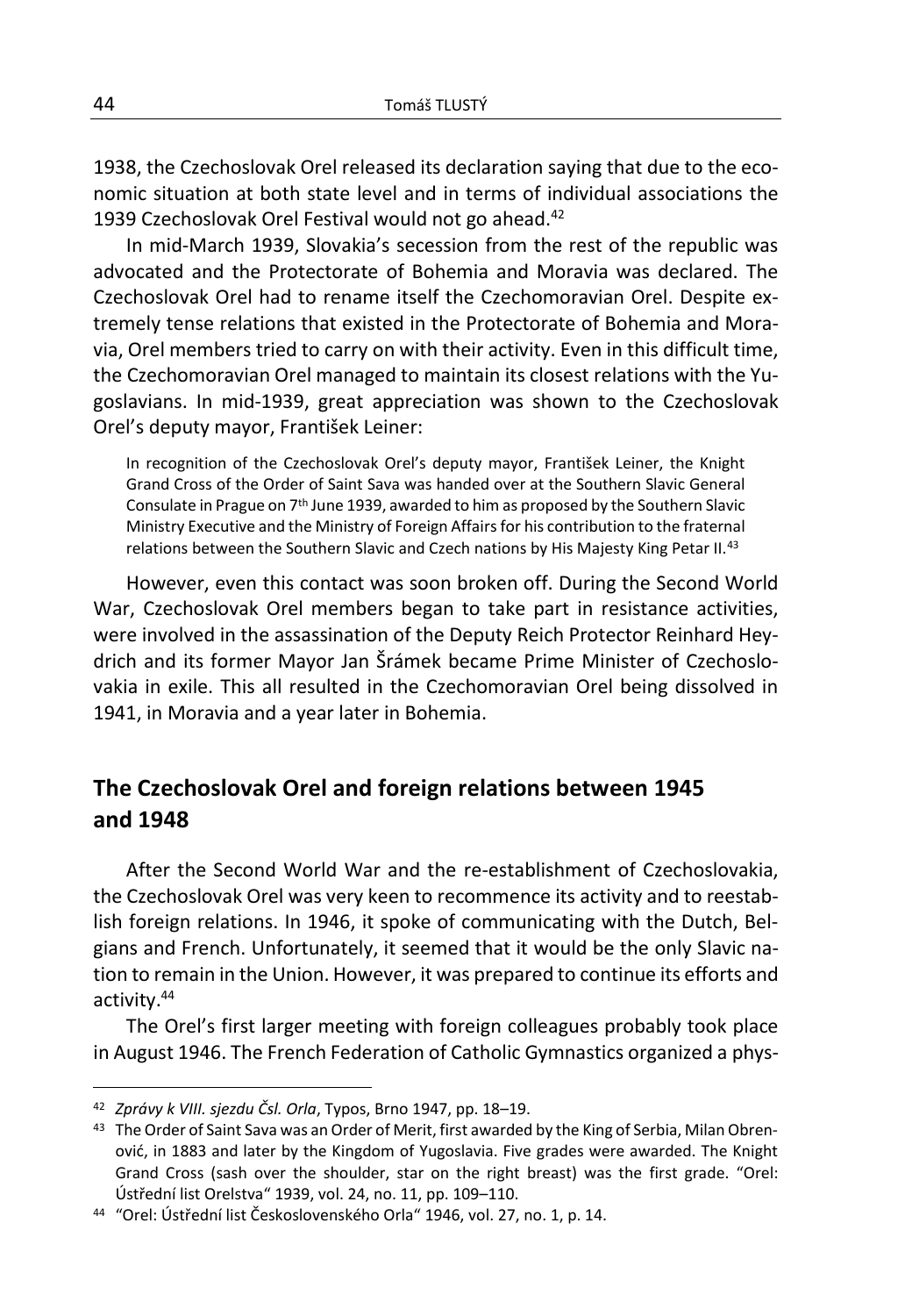1938, the Czechoslovak Orel released its declaration saying that due to the economic situation at both state level and in terms of individual associations the 1939 Czechoslovak Orel Festival would not go ahead.[42]

In mid-March 1939, Slovakia's secession from the rest of the republic was advocated and the Protectorate of Bohemia and Moravia was declared. The Czechoslovak Orel had to rename itself the Czechomoravian Orel. Despite extremely tense relations that existed in the Protectorate of Bohemia and Moravia, Orel members tried to carry on with their activity. Even in this difficult time, the Czechomoravian Orel managed to maintain its closest relations with the Yugoslavians. In mid-1939, great appreciation was shown to the Czechoslovak Orel's deputy mayor, František Leiner:

> In recognition of the Czechoslovak Orel's deputy mayor, František Leiner, the Knight Grand Cross of the Order of Saint Sava was handed over at the Southern Slavic General Consulate in Prague on 7th June 1939, awarded to him as proposed by the Southern Slavic Ministry Executive and the Ministry of Foreign Affairs for his contribution to the fraternal relations between the Southern Slavic and Czech nations by His Majesty King Petar II.[43]

However, even this contact was soon broken off. During the Second World War, Czechoslovak Orel members began to take part in resistance activities, were involved in the assassination of the Deputy Reich Protector Reinhard Heydrich and its former Mayor Jan Šrámek became Prime Minister of Czechoslovakia in exile. This all resulted in the Czechomoravian Orel being dissolved in 1941, in Moravia and a year later in Bohemia.

## The Czechoslovak Orel and foreign relations between 1945 and 1948

After the Second World War and the re-establishment of Czechoslovakia, the Czechoslovak Orel was very keen to recommence its activity and to reestablish foreign relations. In 1946, it spoke of communicating with the Dutch, Belgians and French. Unfortunately, it seemed that it would be the only Slavic nation to remain in the Union. However, it was prepared to continue its efforts and activity.[44]

The Orel's first larger meeting with foreign colleagues probably took place in August 1946. The French Federation of Catholic Gymnastics organized a phys-

---

[42] *Zprávy k VIII. sjezdu Čsl. Orla*, Typos, Brno 1947, pp. 18–19.

[43] The Order of Saint Sava was an Order of Merit, first awarded by the King of Serbia, Milan Obrenović, in 1883 and later by the Kingdom of Yugoslavia. Five grades were awarded. The Knight Grand Cross (sash over the shoulder, star on the right breast) was the first grade. "Orel: Ústřední list Orelstva" 1939, vol. 24, no. 11, pp. 109–110.

[44] "Orel: Ústřední list Československého Orla" 1946, vol. 27, no. 1, p. 14.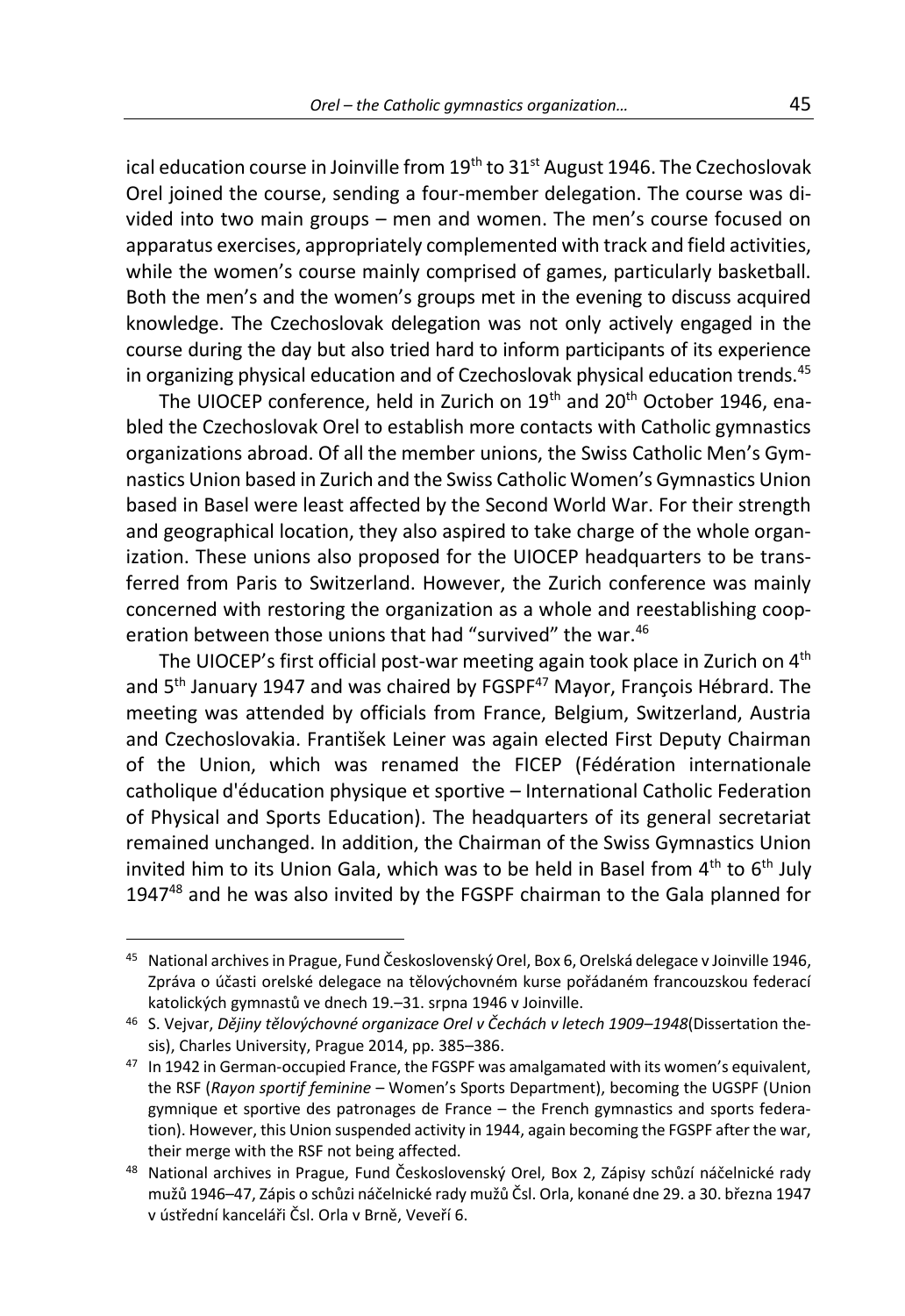ical education course in Joinville from 19th to 31st August 1946. The Czechoslovak Orel joined the course, sending a four-member delegation. The course was divided into two main groups – men and women. The men's course focused on apparatus exercises, appropriately complemented with track and field activities, while the women's course mainly comprised of games, particularly basketball. Both the men's and the women's groups met in the evening to discuss acquired knowledge. The Czechoslovak delegation was not only actively engaged in the course during the day but also tried hard to inform participants of its experience in organizing physical education and of Czechoslovak physical education trends.[45]

The UIOCEP conference, held in Zurich on 19th and 20th October 1946, enabled the Czechoslovak Orel to establish more contacts with Catholic gymnastics organizations abroad. Of all the member unions, the Swiss Catholic Men's Gymnastics Union based in Zurich and the Swiss Catholic Women's Gymnastics Union based in Basel were least affected by the Second World War. For their strength and geographical location, they also aspired to take charge of the whole organization. These unions also proposed for the UIOCEP headquarters to be transferred from Paris to Switzerland. However, the Zurich conference was mainly concerned with restoring the organization as a whole and reestablishing cooperation between those unions that had "survived" the war.[46]

The UIOCEP's first official post-war meeting again took place in Zurich on 4th and 5th January 1947 and was chaired by FGSPF[47] Mayor, François Hébrard. The meeting was attended by officials from France, Belgium, Switzerland, Austria and Czechoslovakia. František Leiner was again elected First Deputy Chairman of the Union, which was renamed the FICEP (Fédération internationale catholique d'éducation physique et sportive – International Catholic Federation of Physical and Sports Education). The headquarters of its general secretariat remained unchanged. In addition, the Chairman of the Swiss Gymnastics Union invited him to its Union Gala, which was to be held in Basel from 4th to 6th July 1947[48] and he was also invited by the FGSPF chairman to the Gala planned for

---

[45] National archives in Prague, Fund Československý Orel, Box 6, Orelská delegace v Joinville 1946, Zpráva o účasti orelské delegace na tělovýchovném kurse pořádaném francouzskou federací katolických gymnastů ve dnech 19.–31. srpna 1946 v Joinville.

[46] S. Vejvar, *Dějiny tělovýchovné organizace Orel v Čechách v letech 1909–1948*(Dissertation thesis), Charles University, Prague 2014, pp. 385–386.

[47] In 1942 in German-occupied France, the FGSPF was amalgamated with its women's equivalent, the RSF (*Rayon sportif feminine* – Women's Sports Department), becoming the UGSPF (Union gymnique et sportive des patronages de France – the French gymnastics and sports federation). However, this Union suspended activity in 1944, again becoming the FGSPF after the war, their merge with the RSF not being affected.

[48] National archives in Prague, Fund Československý Orel, Box 2, Zápisy schůzí náčelnické rady mužů 1946–47, Zápis o schůzi náčelnické rady mužů Čsl. Orla, konané dne 29. a 30. března 1947 v ústřední kanceláři Čsl. Orla v Brně, Veveří 6.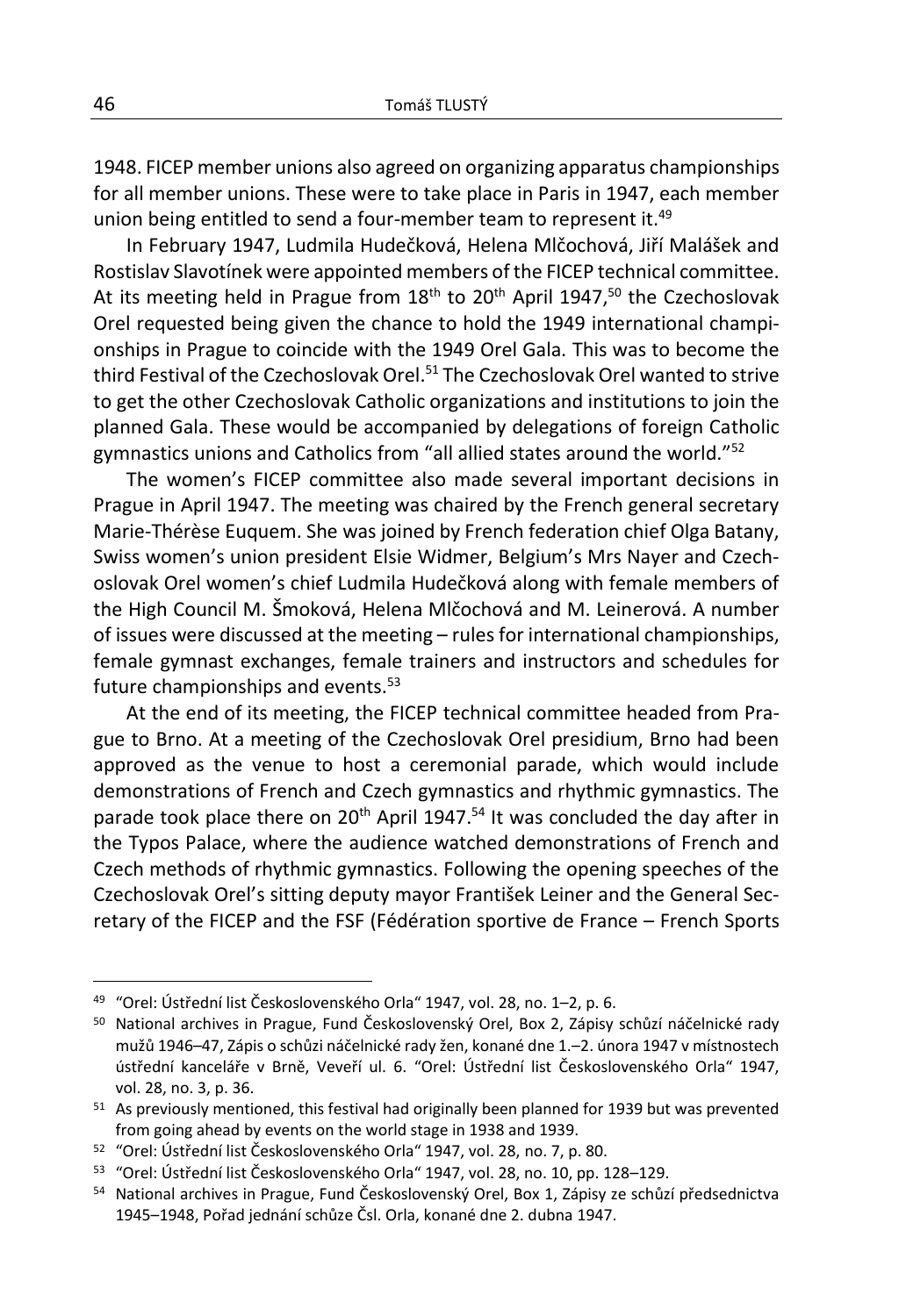1948. FICEP member unions also agreed on organizing apparatus championships for all member unions. These were to take place in Paris in 1947, each member union being entitled to send a four-member team to represent it.[49]

In February 1947, Ludmila Hudečková, Helena Mlčochová, Jiří Malášek and Rostislav Slavotínek were appointed members of the FICEP technical committee. At its meeting held in Prague from 18th to 20th April 1947,[50] the Czechoslovak Orel requested being given the chance to hold the 1949 international championships in Prague to coincide with the 1949 Orel Gala. This was to become the third Festival of the Czechoslovak Orel.[51] The Czechoslovak Orel wanted to strive to get the other Czechoslovak Catholic organizations and institutions to join the planned Gala. These would be accompanied by delegations of foreign Catholic gymnastics unions and Catholics from "all allied states around the world."[52]

The women's FICEP committee also made several important decisions in Prague in April 1947. The meeting was chaired by the French general secretary Marie-Thérèse Euquem. She was joined by French federation chief Olga Batany, Swiss women's union president Elsie Widmer, Belgium's Mrs Nayer and Czechoslovak Orel women's chief Ludmila Hudečková along with female members of the High Council M. Šmoková, Helena Mlčochová and M. Leinerová. A number of issues were discussed at the meeting – rules for international championships, female gymnast exchanges, female trainers and instructors and schedules for future championships and events.[53]

At the end of its meeting, the FICEP technical committee headed from Prague to Brno. At a meeting of the Czechoslovak Orel presidium, Brno had been approved as the venue to host a ceremonial parade, which would include demonstrations of French and Czech gymnastics and rhythmic gymnastics. The parade took place there on 20th April 1947.[54] It was concluded the day after in the Typos Palace, where the audience watched demonstrations of French and Czech methods of rhythmic gymnastics. Following the opening speeches of the Czechoslovak Orel's sitting deputy mayor František Leiner and the General Secretary of the FICEP and the FSF (Fédération sportive de France – French Sports

---

[49] "Orel: Ústřední list Československého Orla" 1947, vol. 28, no. 1–2, p. 6.

[50] National archives in Prague, Fund Československý Orel, Box 2, Zápisy schůzí náčelnické rady mužů 1946–47, Zápis o schůzi náčelnické rady žen, konané dne 1.–2. února 1947 v místnostech ústřední kanceláře v Brně, Veveří ul. 6. "Orel: Ústřední list Československého Orla" 1947, vol. 28, no. 3, p. 36.

[51] As previously mentioned, this festival had originally been planned for 1939 but was prevented from going ahead by events on the world stage in 1938 and 1939.

[52] "Orel: Ústřední list Československého Orla" 1947, vol. 28, no. 7, p. 80.

[53] "Orel: Ústřední list Československého Orla" 1947, vol. 28, no. 10, pp. 128–129.

[54] National archives in Prague, Fund Československý Orel, Box 1, Zápisy ze schůzí předsednictva 1945–1948, Pořad jednání schůze Čsl. Orla, konané dne 2. dubna 1947.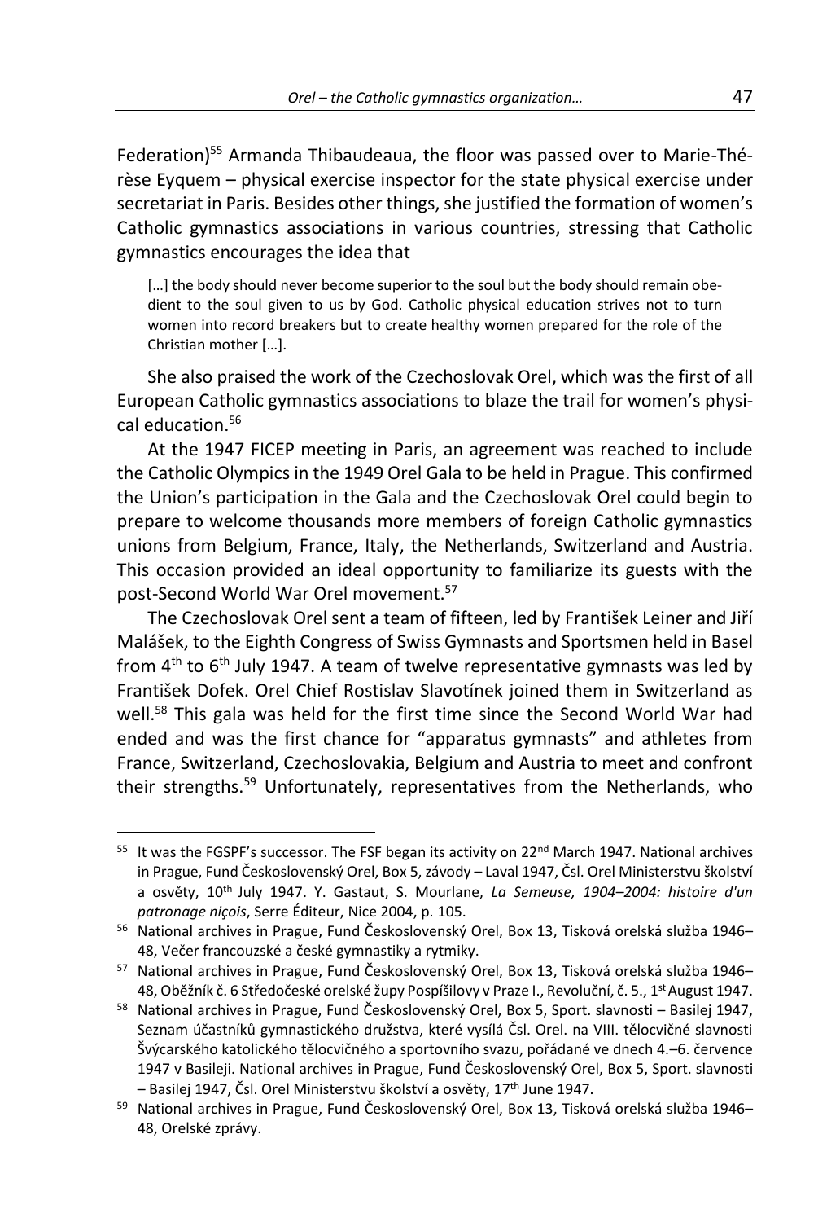Federation)[55] Armanda Thibaudeaua, the floor was passed over to Marie-Thérèse Eyquem – physical exercise inspector for the state physical exercise under secretariat in Paris. Besides other things, she justified the formation of women's Catholic gymnastics associations in various countries, stressing that Catholic gymnastics encourages the idea that

> […] the body should never become superior to the soul but the body should remain obedient to the soul given to us by God. Catholic physical education strives not to turn women into record breakers but to create healthy women prepared for the role of the Christian mother […].

She also praised the work of the Czechoslovak Orel, which was the first of all European Catholic gymnastics associations to blaze the trail for women's physical education.[56]

At the 1947 FICEP meeting in Paris, an agreement was reached to include the Catholic Olympics in the 1949 Orel Gala to be held in Prague. This confirmed the Union's participation in the Gala and the Czechoslovak Orel could begin to prepare to welcome thousands more members of foreign Catholic gymnastics unions from Belgium, France, Italy, the Netherlands, Switzerland and Austria. This occasion provided an ideal opportunity to familiarize its guests with the post-Second World War Orel movement.[57]

The Czechoslovak Orel sent a team of fifteen, led by František Leiner and Jiří Malášek, to the Eighth Congress of Swiss Gymnasts and Sportsmen held in Basel from 4th to 6th July 1947. A team of twelve representative gymnasts was led by František Dofek. Orel Chief Rostislav Slavotínek joined them in Switzerland as well.[58] This gala was held for the first time since the Second World War had ended and was the first chance for "apparatus gymnasts" and athletes from France, Switzerland, Czechoslovakia, Belgium and Austria to meet and confront their strengths.[59] Unfortunately, representatives from the Netherlands, who

---

[55] It was the FGSPF's successor. The FSF began its activity on 22nd March 1947. National archives in Prague, Fund Československý Orel, Box 5, závody – Laval 1947, Čsl. Orel Ministerstvu školství a osvěty, 10th July 1947. Y. Gastaut, S. Mourlane, *La Semeuse, 1904–2004: histoire d'un patronage niçois*, Serre Éditeur, Nice 2004, p. 105.

[56] National archives in Prague, Fund Československý Orel, Box 13, Tisková orelská služba 1946–48, Večer francouzské a české gymnastiky a rytmiky.

[57] National archives in Prague, Fund Československý Orel, Box 13, Tisková orelská služba 1946–48, Oběžník č. 6 Středočeské orelské župy Pospíšilovy v Praze I., Revoluční, č. 5., 1st August 1947.

[58] National archives in Prague, Fund Československý Orel, Box 5, Sport. slavnosti – Basilej 1947, Seznam účastníků gymnastického družstva, které vysílá Čsl. Orel. na VIII. tělocvičné slavnosti Švýcarského katolického tělocvičného a sportovního svazu, pořádané ve dnech 4.–6. července 1947 v Basileji. National archives in Prague, Fund Československý Orel, Box 5, Sport. slavnosti – Basilej 1947, Čsl. Orel Ministerstvu školství a osvěty, 17th June 1947.

[59] National archives in Prague, Fund Československý Orel, Box 13, Tisková orelská služba 1946–48, Orelské zprávy.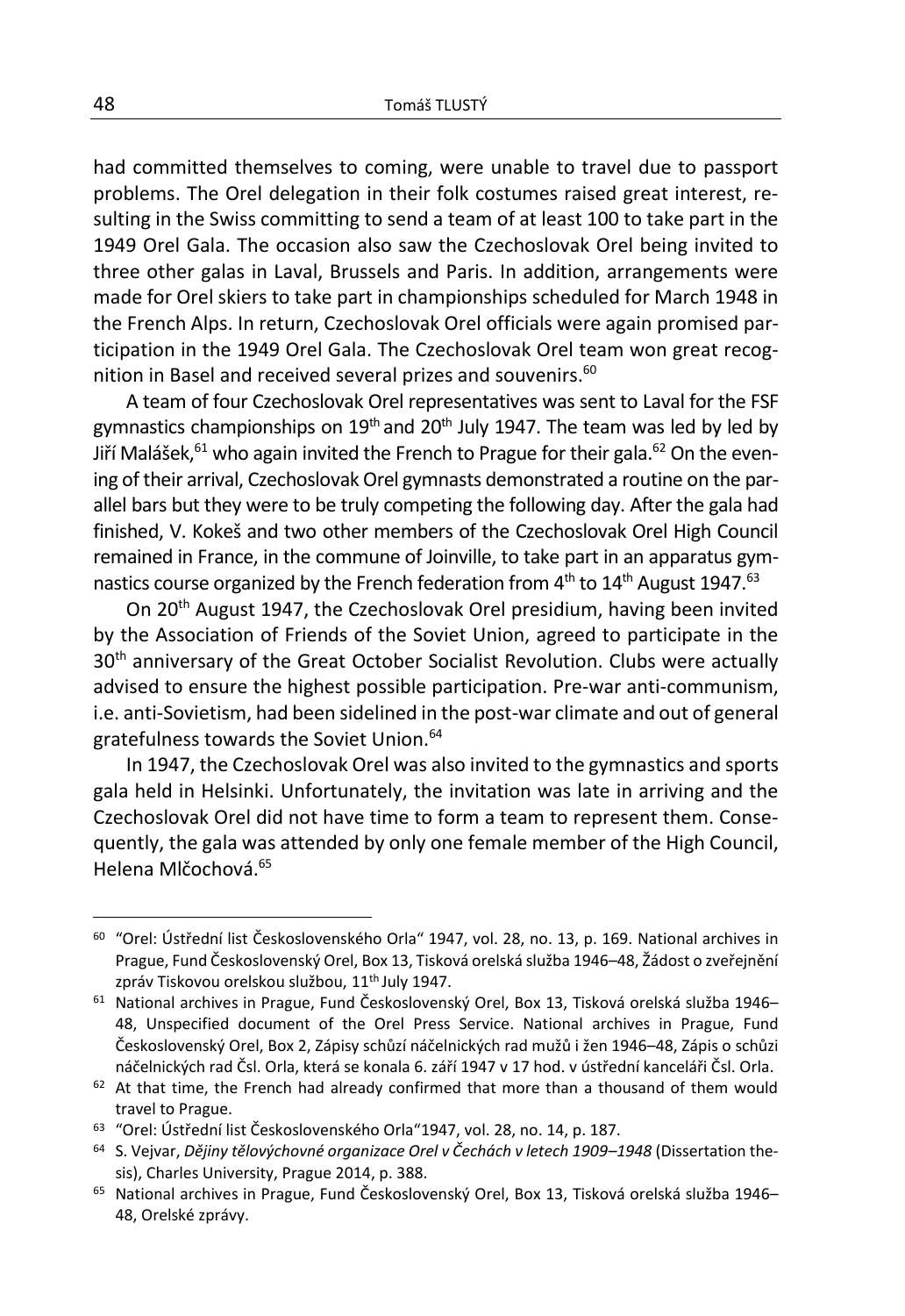had committed themselves to coming, were unable to travel due to passport problems. The Orel delegation in their folk costumes raised great interest, resulting in the Swiss committing to send a team of at least 100 to take part in the 1949 Orel Gala. The occasion also saw the Czechoslovak Orel being invited to three other galas in Laval, Brussels and Paris. In addition, arrangements were made for Orel skiers to take part in championships scheduled for March 1948 in the French Alps. In return, Czechoslovak Orel officials were again promised participation in the 1949 Orel Gala. The Czechoslovak Orel team won great recognition in Basel and received several prizes and souvenirs.[60]

A team of four Czechoslovak Orel representatives was sent to Laval for the FSF gymnastics championships on 19th and 20th July 1947. The team was led by led by Jiří Malášek,[61] who again invited the French to Prague for their gala.[62] On the evening of their arrival, Czechoslovak Orel gymnasts demonstrated a routine on the parallel bars but they were to be truly competing the following day. After the gala had finished, V. Kokeš and two other members of the Czechoslovak Orel High Council remained in France, in the commune of Joinville, to take part in an apparatus gymnastics course organized by the French federation from 4th to 14th August 1947.[63]

On 20th August 1947, the Czechoslovak Orel presidium, having been invited by the Association of Friends of the Soviet Union, agreed to participate in the 30th anniversary of the Great October Socialist Revolution. Clubs were actually advised to ensure the highest possible participation. Pre-war anti-communism, i.e. anti-Sovietism, had been sidelined in the post-war climate and out of general gratefulness towards the Soviet Union.[64]

In 1947, the Czechoslovak Orel was also invited to the gymnastics and sports gala held in Helsinki. Unfortunately, the invitation was late in arriving and the Czechoslovak Orel did not have time to form a team to represent them. Consequently, the gala was attended by only one female member of the High Council, Helena Mlčochová.[65]

---

[60] "Orel: Ústřední list Československého Orla" 1947, vol. 28, no. 13, p. 169. National archives in Prague, Fund Československý Orel, Box 13, Tisková orelská služba 1946–48, Žádost o zveřejnění zpráv Tiskovou orelskou službou, 11th July 1947.

[61] National archives in Prague, Fund Československý Orel, Box 13, Tisková orelská služba 1946–48, Unspecified document of the Orel Press Service. National archives in Prague, Fund Československý Orel, Box 2, Zápisy schůzí náčelnických rad mužů i žen 1946–48, Zápis o schůzi náčelnických rad Čsl. Orla, která se konala 6. září 1947 v 17 hod. v ústřední kanceláři Čsl. Orla.

[62] At that time, the French had already confirmed that more than a thousand of them would travel to Prague.

[63] "Orel: Ústřední list Československého Orla"1947, vol. 28, no. 14, p. 187.

[64] S. Vejvar, *Dějiny tělovýchovné organizace Orel v Čechách v letech 1909–1948* (Dissertation thesis), Charles University, Prague 2014, p. 388.

[65] National archives in Prague, Fund Československý Orel, Box 13, Tisková orelská služba 1946–48, Orelské zprávy.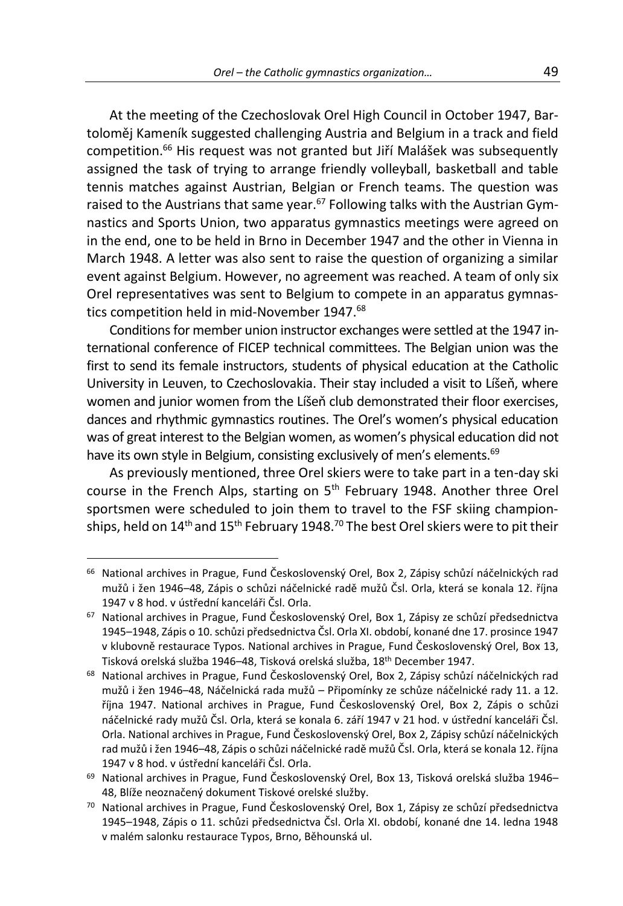At the meeting of the Czechoslovak Orel High Council in October 1947, Bartoloměj Kameník suggested challenging Austria and Belgium in a track and field competition.[66] His request was not granted but Jiří Malášek was subsequently assigned the task of trying to arrange friendly volleyball, basketball and table tennis matches against Austrian, Belgian or French teams. The question was raised to the Austrians that same year.[67] Following talks with the Austrian Gymnastics and Sports Union, two apparatus gymnastics meetings were agreed on in the end, one to be held in Brno in December 1947 and the other in Vienna in March 1948. A letter was also sent to raise the question of organizing a similar event against Belgium. However, no agreement was reached. A team of only six Orel representatives was sent to Belgium to compete in an apparatus gymnastics competition held in mid-November 1947.[68]

Conditions for member union instructor exchanges were settled at the 1947 international conference of FICEP technical committees. The Belgian union was the first to send its female instructors, students of physical education at the Catholic University in Leuven, to Czechoslovakia. Their stay included a visit to Líšeň, where women and junior women from the Líšeň club demonstrated their floor exercises, dances and rhythmic gymnastics routines. The Orel's women's physical education was of great interest to the Belgian women, as women's physical education did not have its own style in Belgium, consisting exclusively of men's elements.[69]

As previously mentioned, three Orel skiers were to take part in a ten-day ski course in the French Alps, starting on 5th February 1948. Another three Orel sportsmen were scheduled to join them to travel to the FSF skiing championships, held on 14th and 15th February 1948.[70] The best Orel skiers were to pit their

---

[66] National archives in Prague, Fund Československý Orel, Box 2, Zápisy schůzí náčelnických rad mužů i žen 1946–48, Zápis o schůzi náčelnické radě mužů Čsl. Orla, která se konala 12. října 1947 v 8 hod. v ústřední kanceláři Čsl. Orla.

[67] National archives in Prague, Fund Československý Orel, Box 1, Zápisy ze schůzí předsednictva 1945–1948, Zápis o 10. schůzi předsednictva Čsl. Orla XI. období, konané dne 17. prosince 1947 v klubovně restaurace Typos. National archives in Prague, Fund Československý Orel, Box 13, Tisková orelská služba 1946–48, Tisková orelská služba, 18th December 1947.

[68] National archives in Prague, Fund Československý Orel, Box 2, Zápisy schůzí náčelnických rad mužů i žen 1946–48, Náčelnická rada mužů – Připomínky ze schůze náčelnické rady 11. a 12. října 1947. National archives in Prague, Fund Československý Orel, Box 2, Zápis o schůzi náčelnické rady mužů Čsl. Orla, která se konala 6. září 1947 v 21 hod. v ústřední kanceláři Čsl. Orla. National archives in Prague, Fund Československý Orel, Box 2, Zápisy schůzí náčelnických rad mužů i žen 1946–48, Zápis o schůzi náčelnické radě mužů Čsl. Orla, která se konala 12. října 1947 v 8 hod. v ústřední kanceláři Čsl. Orla.

[69] National archives in Prague, Fund Československý Orel, Box 13, Tisková orelská služba 1946–48, Blíže neoznačený dokument Tiskové orelské služby.

[70] National archives in Prague, Fund Československý Orel, Box 1, Zápisy ze schůzí předsednictva 1945–1948, Zápis o 11. schůzi předsednictva Čsl. Orla XI. období, konané dne 14. ledna 1948 v malém salonku restaurace Typos, Brno, Běhounská ul.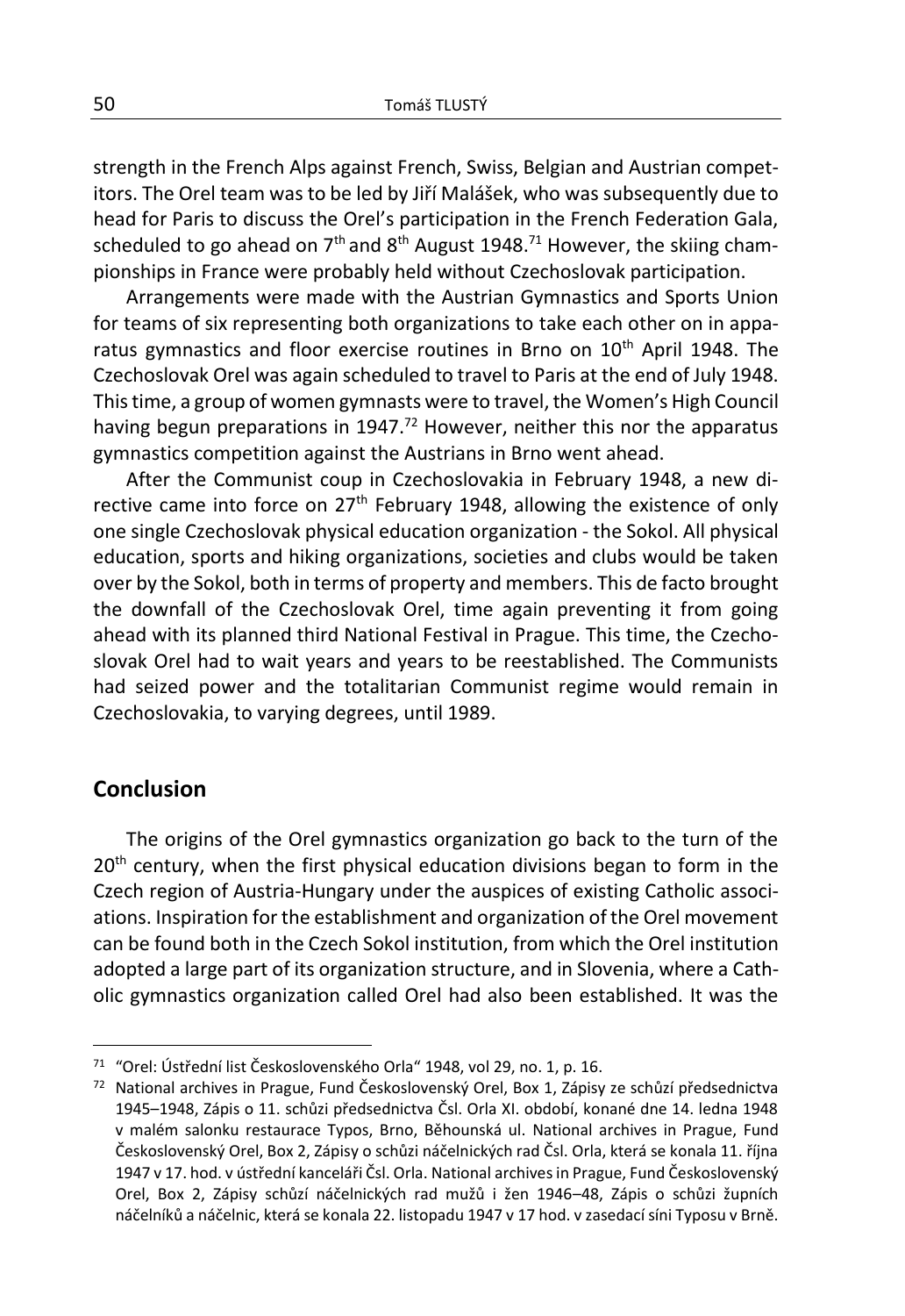strength in the French Alps against French, Swiss, Belgian and Austrian competitors. The Orel team was to be led by Jiří Malášek, who was subsequently due to head for Paris to discuss the Orel's participation in the French Federation Gala, scheduled to go ahead on 7th and 8th August 1948.[71] However, the skiing championships in France were probably held without Czechoslovak participation.

Arrangements were made with the Austrian Gymnastics and Sports Union for teams of six representing both organizations to take each other on in apparatus gymnastics and floor exercise routines in Brno on 10th April 1948. The Czechoslovak Orel was again scheduled to travel to Paris at the end of July 1948. This time, a group of women gymnasts were to travel, the Women's High Council having begun preparations in 1947.[72] However, neither this nor the apparatus gymnastics competition against the Austrians in Brno went ahead.

After the Communist coup in Czechoslovakia in February 1948, a new directive came into force on 27th February 1948, allowing the existence of only one single Czechoslovak physical education organization - the Sokol. All physical education, sports and hiking organizations, societies and clubs would be taken over by the Sokol, both in terms of property and members. This de facto brought the downfall of the Czechoslovak Orel, time again preventing it from going ahead with its planned third National Festival in Prague. This time, the Czechoslovak Orel had to wait years and years to be reestablished. The Communists had seized power and the totalitarian Communist regime would remain in Czechoslovakia, to varying degrees, until 1989.

## Conclusion

The origins of the Orel gymnastics organization go back to the turn of the 20th century, when the first physical education divisions began to form in the Czech region of Austria-Hungary under the auspices of existing Catholic associations. Inspiration for the establishment and organization of the Orel movement can be found both in the Czech Sokol institution, from which the Orel institution adopted a large part of its organization structure, and in Slovenia, where a Catholic gymnastics organization called Orel had also been established. It was the

---

[71] "Orel: Ústřední list Československého Orla" 1948, vol 29, no. 1, p. 16.

[72] National archives in Prague, Fund Československý Orel, Box 1, Zápisy ze schůzí předsednictva 1945–1948, Zápis o 11. schůzi předsednictva Čsl. Orla XI. období, konané dne 14. ledna 1948 v malém salonku restaurace Typos, Brno, Běhounská ul. National archives in Prague, Fund Československý Orel, Box 2, Zápisy o schůzi náčelnických rad Čsl. Orla, která se konala 11. října 1947 v 17. hod. v ústřední kanceláři Čsl. Orla. National archives in Prague, Fund Československý Orel, Box 2, Zápisy schůzí náčelnických rad mužů i žen 1946–48, Zápis o schůzi župních náčelníků a náčelnic, která se konala 22. listopadu 1947 v 17 hod. v zasedací síni Typosu v Brně.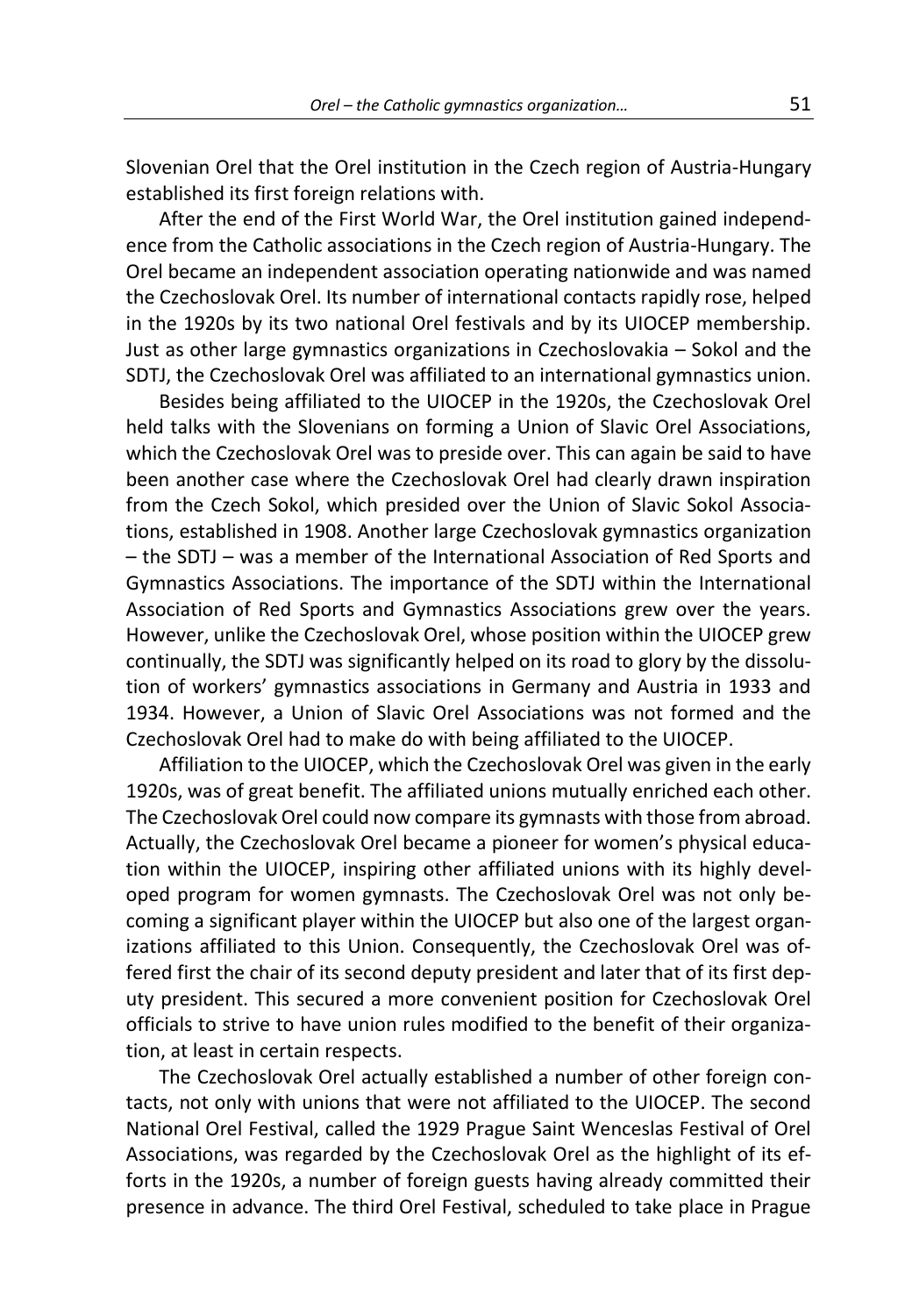Slovenian Orel that the Orel institution in the Czech region of Austria-Hungary established its first foreign relations with.

After the end of the First World War, the Orel institution gained independence from the Catholic associations in the Czech region of Austria-Hungary. The Orel became an independent association operating nationwide and was named the Czechoslovak Orel. Its number of international contacts rapidly rose, helped in the 1920s by its two national Orel festivals and by its UIOCEP membership. Just as other large gymnastics organizations in Czechoslovakia – Sokol and the SDTJ, the Czechoslovak Orel was affiliated to an international gymnastics union.

Besides being affiliated to the UIOCEP in the 1920s, the Czechoslovak Orel held talks with the Slovenians on forming a Union of Slavic Orel Associations, which the Czechoslovak Orel was to preside over. This can again be said to have been another case where the Czechoslovak Orel had clearly drawn inspiration from the Czech Sokol, which presided over the Union of Slavic Sokol Associations, established in 1908. Another large Czechoslovak gymnastics organization – the SDTJ – was a member of the International Association of Red Sports and Gymnastics Associations. The importance of the SDTJ within the International Association of Red Sports and Gymnastics Associations grew over the years. However, unlike the Czechoslovak Orel, whose position within the UIOCEP grew continually, the SDTJ was significantly helped on its road to glory by the dissolution of workers' gymnastics associations in Germany and Austria in 1933 and 1934. However, a Union of Slavic Orel Associations was not formed and the Czechoslovak Orel had to make do with being affiliated to the UIOCEP.

Affiliation to the UIOCEP, which the Czechoslovak Orel was given in the early 1920s, was of great benefit. The affiliated unions mutually enriched each other. The Czechoslovak Orel could now compare its gymnasts with those from abroad. Actually, the Czechoslovak Orel became a pioneer for women's physical education within the UIOCEP, inspiring other affiliated unions with its highly developed program for women gymnasts. The Czechoslovak Orel was not only becoming a significant player within the UIOCEP but also one of the largest organizations affiliated to this Union. Consequently, the Czechoslovak Orel was offered first the chair of its second deputy president and later that of its first deputy president. This secured a more convenient position for Czechoslovak Orel officials to strive to have union rules modified to the benefit of their organization, at least in certain respects.

The Czechoslovak Orel actually established a number of other foreign contacts, not only with unions that were not affiliated to the UIOCEP. The second National Orel Festival, called the 1929 Prague Saint Wenceslas Festival of Orel Associations, was regarded by the Czechoslovak Orel as the highlight of its efforts in the 1920s, a number of foreign guests having already committed their presence in advance. The third Orel Festival, scheduled to take place in Prague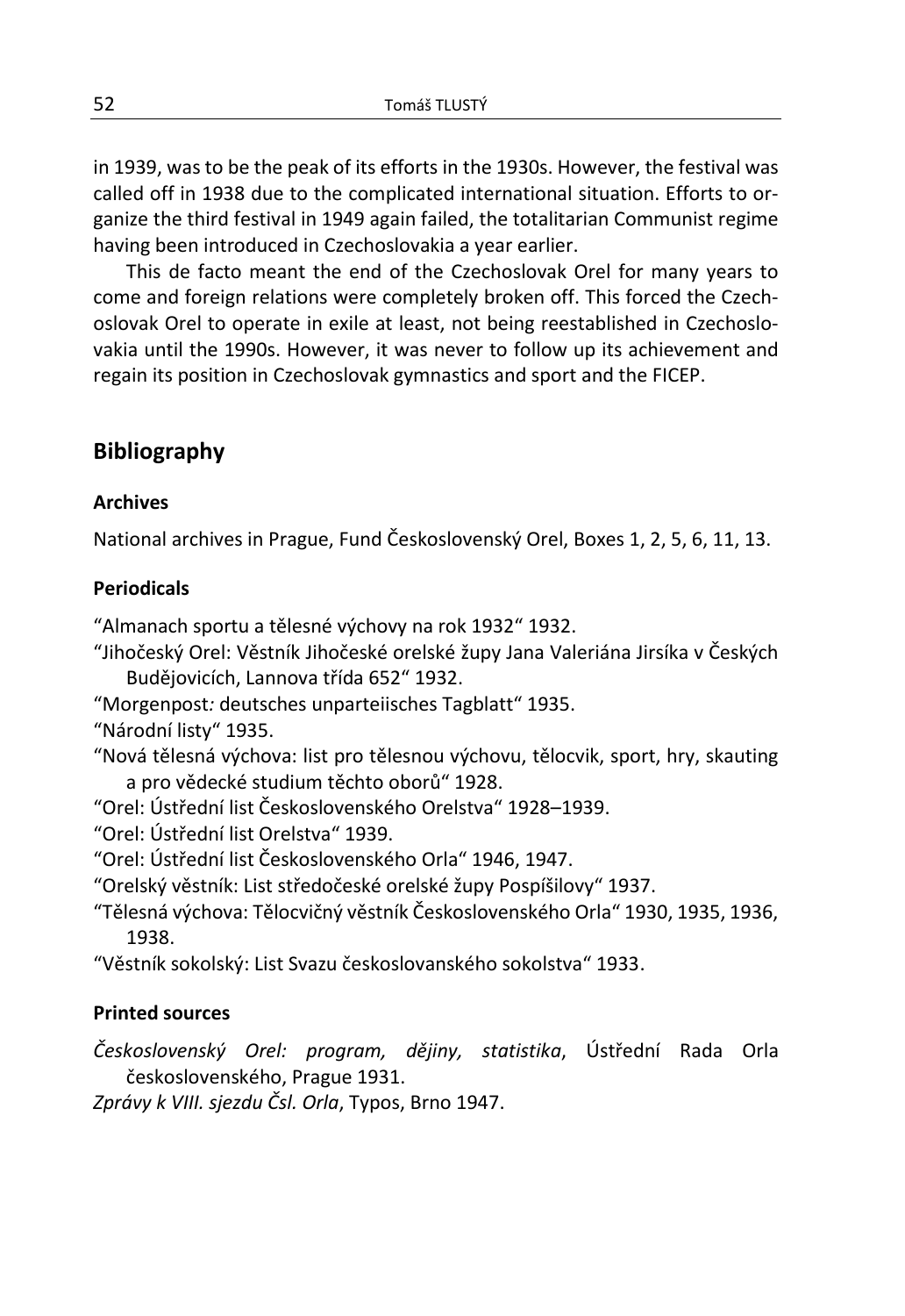in 1939, was to be the peak of its efforts in the 1930s. However, the festival was called off in 1938 due to the complicated international situation. Efforts to organize the third festival in 1949 again failed, the totalitarian Communist regime having been introduced in Czechoslovakia a year earlier.

This de facto meant the end of the Czechoslovak Orel for many years to come and foreign relations were completely broken off. This forced the Czechoslovak Orel to operate in exile at least, not being reestablished in Czechoslovakia until the 1990s. However, it was never to follow up its achievement and regain its position in Czechoslovak gymnastics and sport and the FICEP.

## Bibliography

### Archives

National archives in Prague, Fund Československý Orel, Boxes 1, 2, 5, 6, 11, 13.

### Periodicals

"Almanach sportu a tělesné výchovy na rok 1932" 1932.

"Jihočeský Orel: Věstník Jihočeské orelské župy Jana Valeriána Jirsíka v Českých Budějovicích, Lannova třída 652" 1932.

"Morgenpost*:* deutsches unparteiisches Tagblatt" 1935.

"Národní listy" 1935.

"Nová tělesná výchova: list pro tělesnou výchovu, tělocvik, sport, hry, skauting a pro vědecké studium těchto oborů" 1928.

"Orel: Ústřední list Československého Orelstva" 1928–1939.

"Orel: Ústřední list Orelstva" 1939.

"Orel: Ústřední list Československého Orla" 1946, 1947.

"Orelský věstník: List středočeské orelské župy Pospíšilovy" 1937.

"Tělesná výchova: Tělocvičný věstník Československého Orla" 1930, 1935, 1936, 1938.

"Věstník sokolský: List Svazu československého sokolstva" 1933.

### Printed sources

*Československý Orel: program, dějiny, statistika*, Ústřední Rada Orla československého, Prague 1931.

*Zprávy k VIII. sjezdu Čsl. Orla*, Typos, Brno 1947.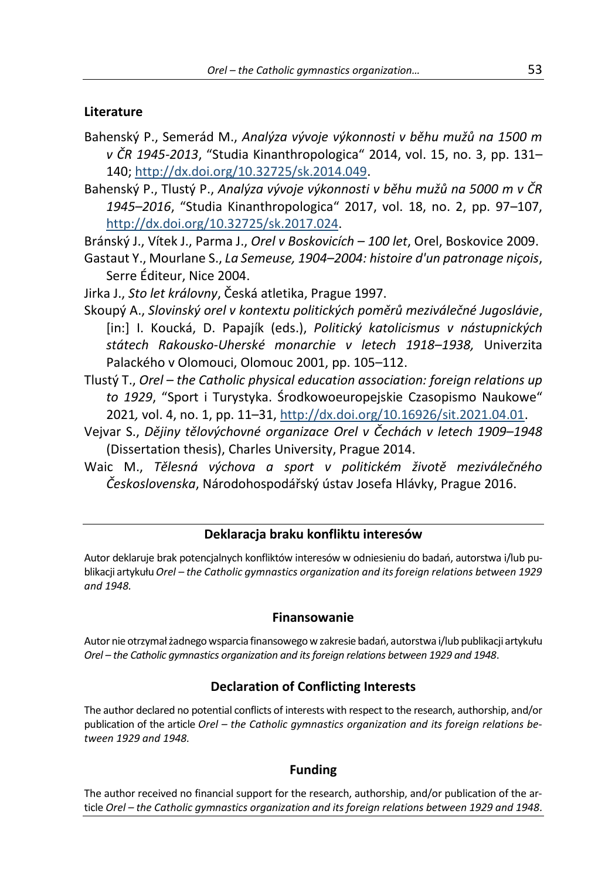## Literature

Bahenský P., Semerád M., *Analýza vývoje výkonnosti v běhu mužů na 1500 m v ČR 1945-2013*, "Studia Kinanthropologica" 2014, vol. 15, no. 3, pp. 131–140; http://dx.doi.org/10.32725/sk.2014.049.

Bahenský P., Tlustý P., *Analýza vývoje výkonnosti v běhu mužů na 5000 m v ČR 1945–2016*, "Studia Kinanthropologica" 2017, vol. 18, no. 2, pp. 97–107, http://dx.doi.org/10.32725/sk.2017.024.

Bránský J., Vítek J., Parma J., *Orel v Boskovicích – 100 let*, Orel, Boskovice 2009.

Gastaut Y., Mourlane S., *La Semeuse, 1904–2004: histoire d'un patronage niçois*, Serre Éditeur, Nice 2004.

Jirka J., *Sto let královny*, Česká atletika, Prague 1997.

Skoupý A., *Slovinský orel v kontextu politických poměrů meziválečné Jugoslávie*, [in:] I. Koucká, D. Papajík (eds.), *Politický katolicismus v nástupnických státech Rakousko-Uherské monarchie v letech 1918–1938,* Univerzita Palackého v Olomouci, Olomouc 2001, pp. 105–112.

Tlustý T., *Orel – the Catholic physical education association: foreign relations up to 1929*, "Sport i Turystyka. Środkowoeuropejskie Czasopismo Naukowe" 2021*,* vol. 4, no. 1, pp. 11–31, http://dx.doi.org/10.16926/sit.2021.04.01.

Vejvar S., *Dějiny tělovýchovné organizace Orel v Čechách v letech 1909–1948* (Dissertation thesis), Charles University, Prague 2014.

Waic M., *Tělesná výchova a sport v politickém životě meziválečného Československa*, Národohospodářský ústav Josefa Hlávky, Prague 2016.

---

### Deklaracja braku konfliktu interesów

Autor deklaruje brak potencjalnych konfliktów interesów w odniesieniu do badań, autorstwa i/lub publikacji artykułu *Orel – the Catholic gymnastics organization and its foreign relations between 1929 and 1948.*

### Finansowanie

Autor nie otrzymał żadnego wsparcia finansowego w zakresie badań, autorstwa i/lub publikacji artykułu *Orel – the Catholic gymnastics organization and its foreign relations between 1929 and 1948*.

### Declaration of Conflicting Interests

The author declared no potential conflicts of interests with respect to the research, authorship, and/or publication of the article *Orel – the Catholic gymnastics organization and its foreign relations between 1929 and 1948.*

### Funding

The author received no financial support for the research, authorship, and/or publication of the article *Orel – the Catholic gymnastics organization and its foreign relations between 1929 and 1948*.